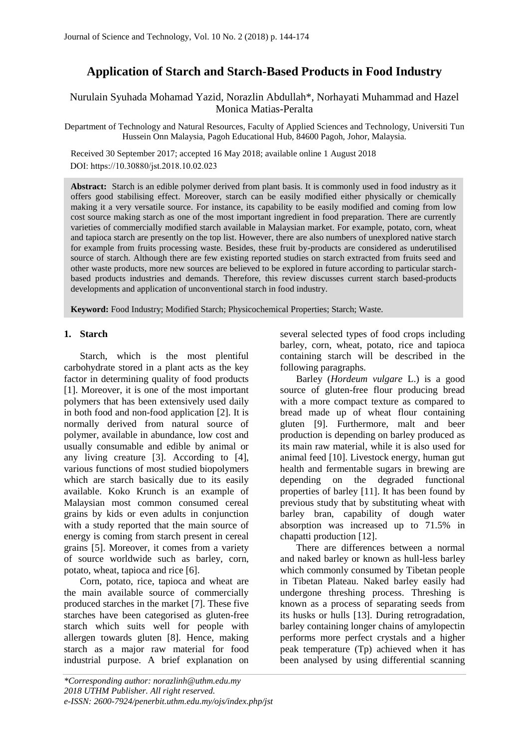# Application of Starch and Starch-Based Products in Food Industry

Nurulain Syuhada Mohamad Yazid, Norazlin Abdullah*, Norhayati Muhammad and Hazel Monica Matias-Peralta

Department of Technology and Natural Resources, Faculty of Applied Sciences and Technology, Universiti Tun Hussein Onn Malaysia, Pagoh Educational Hub, 84600 Pagoh, Johor, Malaysia.

Received 30 September 2017; accepted 16 May 2018; available online 1 August 2018

DOI: https://10.30880/jst.2018.10.02.023

**Abstract:** Starch is an edible polymer derived from plant basis. It is commonly used in food industry as it offers good stabilising effect. Moreover, starch can be easily modified either physically or chemically making it a very versatile source. For instance, its capability to be easily modified and coming from low cost source making starch as one of the most important ingredient in food preparation. There are currently varieties of commercially modified starch available in Malaysian market. For example, potato, corn, wheat and tapioca starch are presently on the top list. However, there are also numbers of unexplored native starch for example from fruits processing waste. Besides, these fruit by-products are considered as underutilised source of starch. Although there are few existing reported studies on starch extracted from fruits seed and other waste products, more new sources are believed to be explored in future according to particular starch-based products industries and demands. Therefore, this review discusses current starch based-products developments and application of unconventional starch in food industry.

**Keyword:** Food Industry; Modified Starch; Physicochemical Properties; Starch; Waste.

## 1. Starch

Starch, which is the most plentiful carbohydrate stored in a plant acts as the key factor in determining quality of food products [1]. Moreover, it is one of the most important polymers that has been extensively used daily in both food and non-food application [2]. It is normally derived from natural source of polymer, available in abundance, low cost and usually consumable and edible by animal or any living creature [3]. According to [4], various functions of most studied biopolymers which are starch basically due to its easily available. Koko Krunch is an example of Malaysian most common consumed cereal grains by kids or even adults in conjunction with a study reported that the main source of energy is coming from starch present in cereal grains [5]. Moreover, it comes from a variety of source worldwide such as barley, corn, potato, wheat, tapioca and rice [6].

Corn, potato, rice, tapioca and wheat are the main available source of commercially produced starches in the market [7]. These five starches have been categorised as gluten-free starch which suits well for people with allergen towards gluten [8]. Hence, making starch as a major raw material for food industrial purpose. A brief explanation on several selected types of food crops including barley, corn, wheat, potato, rice and tapioca containing starch will be described in the following paragraphs.

Barley (*Hordeum vulgare* L.) is a good source of gluten-free flour producing bread with a more compact texture as compared to bread made up of wheat flour containing gluten [9]. Furthermore, malt and beer production is depending on barley produced as its main raw material, while it is also used for animal feed [10]. Livestock energy, human gut health and fermentable sugars in brewing are depending on the degraded functional properties of barley [11]. It has been found by previous study that by substituting wheat with barley bran, capability of dough water absorption was increased up to 71.5% in chapatti production [12].

There are differences between a normal and naked barley or known as hull-less barley which commonly consumed by Tibetan people in Tibetan Plateau. Naked barley easily had undergone threshing process. Threshing is known as a process of separating seeds from its husks or hulls [13]. During retrogradation, barley containing longer chains of amylopectin performs more perfect crystals and a higher peak temperature (Tp) achieved when it has been analysed by using differential scanning

*Corresponding author: norazlinh@uthm.edu.my
2018 UTHM Publisher. All right reserved.
e-ISSN: 2600-7924/penerbit.uthm.edu.my/ojs/index.php/jst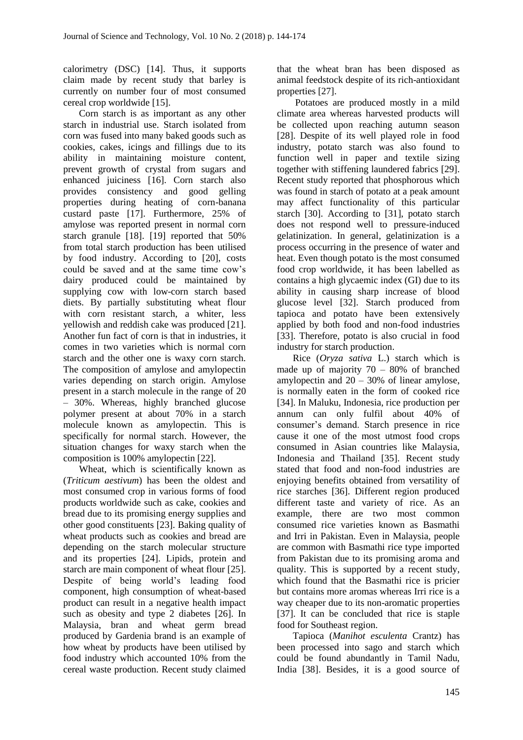calorimetry (DSC) [14]. Thus, it supports claim made by recent study that barley is currently on number four of most consumed cereal crop worldwide [15].

Corn starch is as important as any other starch in industrial use. Starch isolated from corn was fused into many baked goods such as cookies, cakes, icings and fillings due to its ability in maintaining moisture content, prevent growth of crystal from sugars and enhanced juiciness [16]. Corn starch also provides consistency and good gelling properties during heating of corn-banana custard paste [17]. Furthermore, 25% of amylose was reported present in normal corn starch granule [18]. [19] reported that 50% from total starch production has been utilised by food industry. According to [20], costs could be saved and at the same time cow's dairy produced could be maintained by supplying cow with low-corn starch based diets. By partially substituting wheat flour with corn resistant starch, a whiter, less yellowish and reddish cake was produced [21]. Another fun fact of corn is that in industries, it comes in two varieties which is normal corn starch and the other one is waxy corn starch. The composition of amylose and amylopectin varies depending on starch origin. Amylose present in a starch molecule in the range of 20 – 30%. Whereas, highly branched glucose polymer present at about 70% in a starch molecule known as amylopectin. This is specifically for normal starch. However, the situation changes for waxy starch when the composition is 100% amylopectin [22].

Wheat, which is scientifically known as (*Triticum aestivum*) has been the oldest and most consumed crop in various forms of food products worldwide such as cake, cookies and bread due to its promising energy supplies and other good constituents [23]. Baking quality of wheat products such as cookies and bread are depending on the starch molecular structure and its properties [24]. Lipids, protein and starch are main component of wheat flour [25]. Despite of being world's leading food component, high consumption of wheat-based product can result in a negative health impact such as obesity and type 2 diabetes [26]. In Malaysia, bran and wheat germ bread produced by Gardenia brand is an example of how wheat by products have been utilised by food industry which accounted 10% from the cereal waste production. Recent study claimed that the wheat bran has been disposed as animal feedstock despite of its rich-antioxidant properties [27].

Potatoes are produced mostly in a mild climate area whereas harvested products will be collected upon reaching autumn season [28]. Despite of its well played role in food industry, potato starch was also found to function well in paper and textile sizing together with stiffening laundered fabrics [29]. Recent study reported that phosphorous which was found in starch of potato at a peak amount may affect functionality of this particular starch [30]. According to [31], potato starch does not respond well to pressure-induced gelatinization. In general, gelatinization is a process occurring in the presence of water and heat. Even though potato is the most consumed food crop worldwide, it has been labelled as contains a high glycaemic index (GI) due to its ability in causing sharp increase of blood glucose level [32]. Starch produced from tapioca and potato have been extensively applied by both food and non-food industries [33]. Therefore, potato is also crucial in food industry for starch production.

Rice (*Oryza sativa* L.) starch which is made up of majority 70 – 80% of branched amylopectin and 20 – 30% of linear amylose, is normally eaten in the form of cooked rice [34]. In Maluku, Indonesia, rice production per annum can only fulfil about 40% of consumer's demand. Starch presence in rice cause it one of the most utmost food crops consumed in Asian countries like Malaysia, Indonesia and Thailand [35]. Recent study stated that food and non-food industries are enjoying benefits obtained from versatility of rice starches [36]. Different region produced different taste and variety of rice. As an example, there are two most common consumed rice varieties known as Basmathi and Irri in Pakistan. Even in Malaysia, people are common with Basmathi rice type imported from Pakistan due to its promising aroma and quality. This is supported by a recent study, which found that the Basmathi rice is pricier but contains more aromas whereas Irri rice is a way cheaper due to its non-aromatic properties [37]. It can be concluded that rice is staple food for Southeast region.

Tapioca (*Manihot esculenta* Crantz) has been processed into sago and starch which could be found abundantly in Tamil Nadu, India [38]. Besides, it is a good source of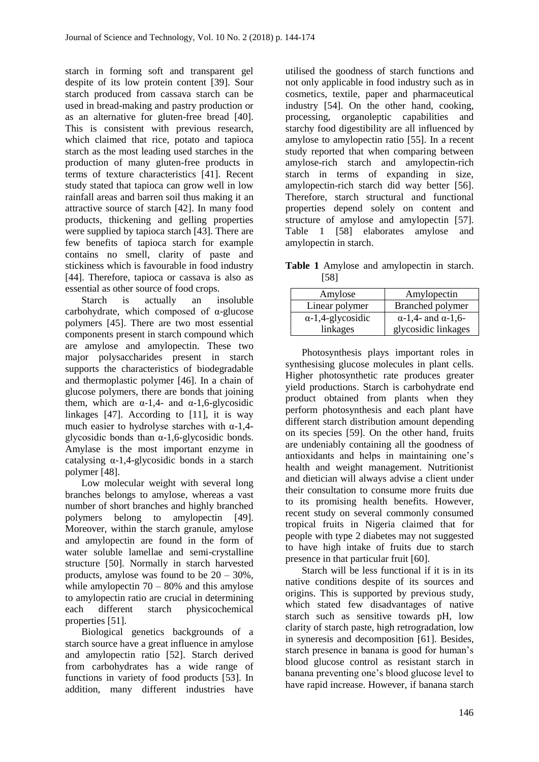starch in forming soft and transparent gel despite of its low protein content [39]. Sour starch produced from cassava starch can be used in bread-making and pastry production or as an alternative for gluten-free bread [40]. This is consistent with previous research, which claimed that rice, potato and tapioca starch as the most leading used starches in the production of many gluten-free products in terms of texture characteristics [41]. Recent study stated that tapioca can grow well in low rainfall areas and barren soil thus making it an attractive source of starch [42]. In many food products, thickening and gelling properties were supplied by tapioca starch [43]. There are few benefits of tapioca starch for example contains no smell, clarity of paste and stickiness which is favourable in food industry [44]. Therefore, tapioca or cassava is also as essential as other source of food crops.

Starch is actually an insoluble carbohydrate, which composed of α-glucose polymers [45]. There are two most essential components present in starch compound which are amylose and amylopectin. These two major polysaccharides present in starch supports the characteristics of biodegradable and thermoplastic polymer [46]. In a chain of glucose polymers, there are bonds that joining them, which are α-1,4- and α-1,6-glycosidic linkages [47]. According to [11], it is way much easier to hydrolyse starches with α-1,4-glycosidic bonds than α-1,6-glycosidic bonds. Amylase is the most important enzyme in catalysing α-1,4-glycosidic bonds in a starch polymer [48].

Low molecular weight with several long branches belongs to amylose, whereas a vast number of short branches and highly branched polymers belong to amylopectin [49]. Moreover, within the starch granule, amylose and amylopectin are found in the form of water soluble lamellae and semi-crystalline structure [50]. Normally in starch harvested products, amylose was found to be 20 – 30%, while amylopectin 70 – 80% and this amylose to amylopectin ratio are crucial in determining each different starch physicochemical properties [51].

Biological genetics backgrounds of a starch source have a great influence in amylose and amylopectin ratio [52]. Starch derived from carbohydrates has a wide range of functions in variety of food products [53]. In addition, many different industries have utilised the goodness of starch functions and not only applicable in food industry such as in cosmetics, textile, paper and pharmaceutical industry [54]. On the other hand, cooking, processing, organoleptic capabilities and starchy food digestibility are all influenced by amylose to amylopectin ratio [55]. In a recent study reported that when comparing between amylose-rich starch and amylopectin-rich starch in terms of expanding in size, amylopectin-rich starch did way better [56]. Therefore, starch structural and functional properties depend solely on content and structure of amylose and amylopectin [57]. Table 1 [58] elaborates amylose and amylopectin in starch.

**Table 1** Amylose and amylopectin in starch. [58]

| Amylose | Amylopectin |
|---|---|
| Linear polymer | Branched polymer |
| α-1,4-glycosidic linkages | α-1,4- and α-1,6-glycosidic linkages |

Photosynthesis plays important roles in synthesising glucose molecules in plant cells. Higher photosynthetic rate produces greater yield productions. Starch is carbohydrate end product obtained from plants when they perform photosynthesis and each plant have different starch distribution amount depending on its species [59]. On the other hand, fruits are undeniably containing all the goodness of antioxidants and helps in maintaining one's health and weight management. Nutritionist and dietician will always advise a client under their consultation to consume more fruits due to its promising health benefits. However, recent study on several commonly consumed tropical fruits in Nigeria claimed that for people with type 2 diabetes may not suggested to have high intake of fruits due to starch presence in that particular fruit [60].

Starch will be less functional if it is in its native conditions despite of its sources and origins. This is supported by previous study, which stated few disadvantages of native starch such as sensitive towards pH, low clarity of starch paste, high retrogradation, low in syneresis and decomposition [61]. Besides, starch presence in banana is good for human's blood glucose control as resistant starch in banana preventing one's blood glucose level to have rapid increase. However, if banana starch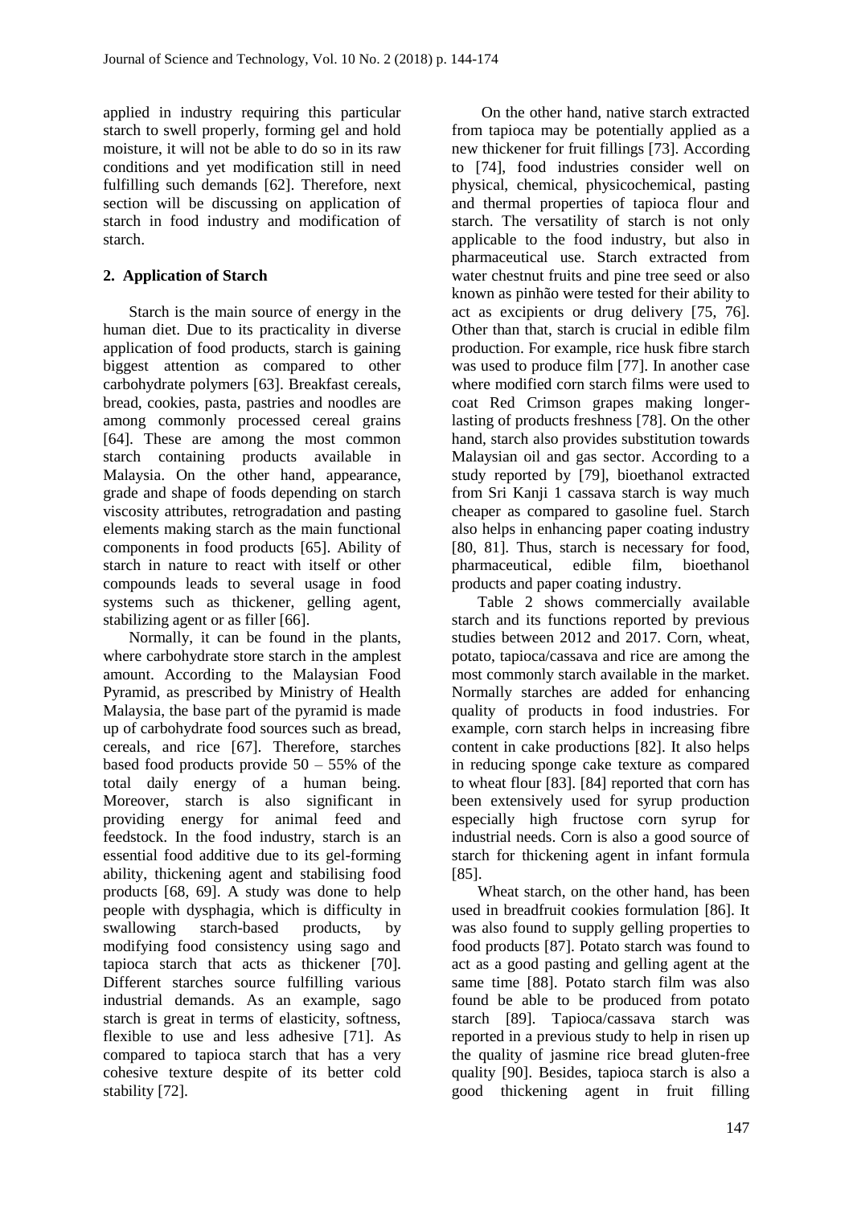applied in industry requiring this particular starch to swell properly, forming gel and hold moisture, it will not be able to do so in its raw conditions and yet modification still in need fulfilling such demands [62]. Therefore, next section will be discussing on application of starch in food industry and modification of starch.

## 2. Application of Starch

Starch is the main source of energy in the human diet. Due to its practicality in diverse application of food products, starch is gaining biggest attention as compared to other carbohydrate polymers [63]. Breakfast cereals, bread, cookies, pasta, pastries and noodles are among commonly processed cereal grains [64]. These are among the most common starch containing products available in Malaysia. On the other hand, appearance, grade and shape of foods depending on starch viscosity attributes, retrogradation and pasting elements making starch as the main functional components in food products [65]. Ability of starch in nature to react with itself or other compounds leads to several usage in food systems such as thickener, gelling agent, stabilizing agent or as filler [66].

Normally, it can be found in the plants, where carbohydrate store starch in the amplest amount. According to the Malaysian Food Pyramid, as prescribed by Ministry of Health Malaysia, the base part of the pyramid is made up of carbohydrate food sources such as bread, cereals, and rice [67]. Therefore, starches based food products provide 50 – 55% of the total daily energy of a human being. Moreover, starch is also significant in providing energy for animal feed and feedstock. In the food industry, starch is an essential food additive due to its gel-forming ability, thickening agent and stabilising food products [68, 69]. A study was done to help people with dysphagia, which is difficulty in swallowing starch-based products, by modifying food consistency using sago and tapioca starch that acts as thickener [70]. Different starches source fulfilling various industrial demands. As an example, sago starch is great in terms of elasticity, softness, flexible to use and less adhesive [71]. As compared to tapioca starch that has a very cohesive texture despite of its better cold stability [72].

On the other hand, native starch extracted from tapioca may be potentially applied as a new thickener for fruit fillings [73]. According to [74], food industries consider well on physical, chemical, physicochemical, pasting and thermal properties of tapioca flour and starch. The versatility of starch is not only applicable to the food industry, but also in pharmaceutical use. Starch extracted from water chestnut fruits and pine tree seed or also known as pinhão were tested for their ability to act as excipients or drug delivery [75, 76]. Other than that, starch is crucial in edible film production. For example, rice husk fibre starch was used to produce film [77]. In another case where modified corn starch films were used to coat Red Crimson grapes making longer-lasting of products freshness [78]. On the other hand, starch also provides substitution towards Malaysian oil and gas sector. According to a study reported by [79], bioethanol extracted from Sri Kanji 1 cassava starch is way much cheaper as compared to gasoline fuel. Starch also helps in enhancing paper coating industry [80, 81]. Thus, starch is necessary for food, pharmaceutical, edible film, bioethanol products and paper coating industry.

Table 2 shows commercially available starch and its functions reported by previous studies between 2012 and 2017. Corn, wheat, potato, tapioca/cassava and rice are among the most commonly starch available in the market. Normally starches are added for enhancing quality of products in food industries. For example, corn starch helps in increasing fibre content in cake productions [82]. It also helps in reducing sponge cake texture as compared to wheat flour [83]. [84] reported that corn has been extensively used for syrup production especially high fructose corn syrup for industrial needs. Corn is also a good source of starch for thickening agent in infant formula [85].

Wheat starch, on the other hand, has been used in breadfruit cookies formulation [86]. It was also found to supply gelling properties to food products [87]. Potato starch was found to act as a good pasting and gelling agent at the same time [88]. Potato starch film was also found be able to be produced from potato starch [89]. Tapioca/cassava starch was reported in a previous study to help in risen up the quality of jasmine rice bread gluten-free quality [90]. Besides, tapioca starch is also a good thickening agent in fruit filling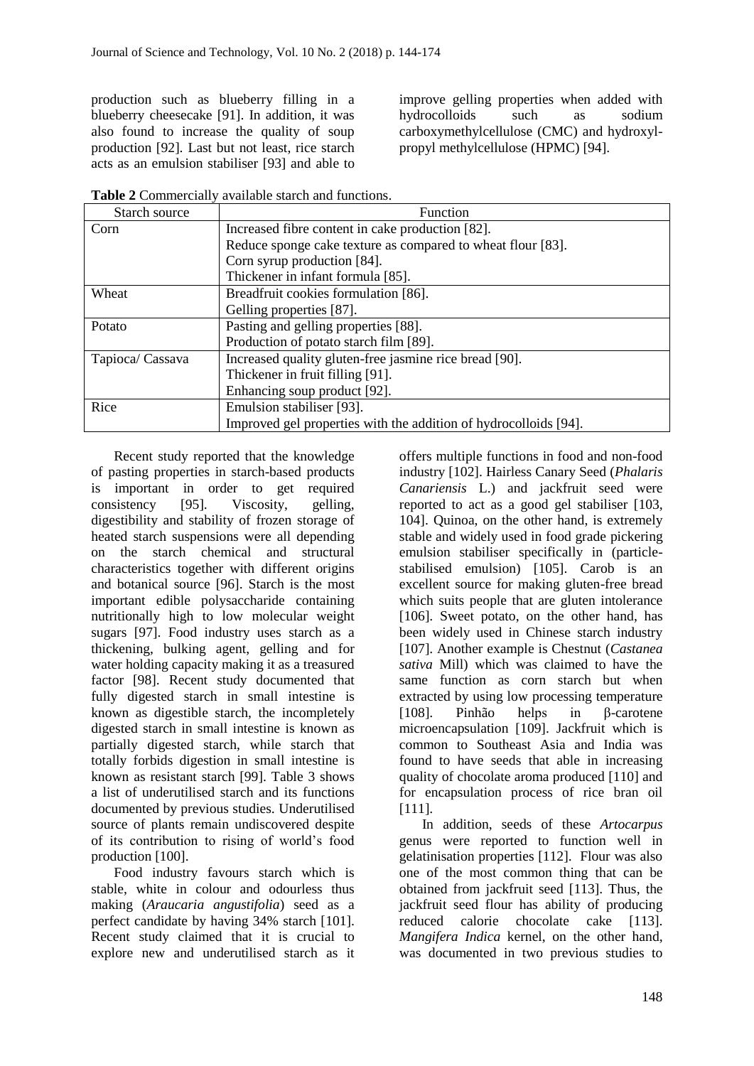production such as blueberry filling in a blueberry cheesecake [91]. In addition, it was also found to increase the quality of soup production [92]. Last but not least, rice starch acts as an emulsion stabiliser [93] and able to improve gelling properties when added with hydrocolloids such as sodium carboxymethylcellulose (CMC) and hydroxyl-propyl methylcellulose (HPMC) [94].

**Table 2** Commercially available starch and functions.

| Starch source | Function |
|---|---|
| Corn | Increased fibre content in cake production [82]. |
| | Reduce sponge cake texture as compared to wheat flour [83]. |
| | Corn syrup production [84]. |
| | Thickener in infant formula [85]. |
| Wheat | Breadfruit cookies formulation [86]. |
| | Gelling properties [87]. |
| Potato | Pasting and gelling properties [88]. |
| | Production of potato starch film [89]. |
| Tapioca/ Cassava | Increased quality gluten-free jasmine rice bread [90]. |
| | Thickener in fruit filling [91]. |
| | Enhancing soup product [92]. |
| Rice | Emulsion stabiliser [93]. |
| | Improved gel properties with the addition of hydrocolloids [94]. |

Recent study reported that the knowledge of pasting properties in starch-based products is important in order to get required consistency [95]. Viscosity, gelling, digestibility and stability of frozen storage of heated starch suspensions were all depending on the starch chemical and structural characteristics together with different origins and botanical source [96]. Starch is the most important edible polysaccharide containing nutritionally high to low molecular weight sugars [97]. Food industry uses starch as a thickening, bulking agent, gelling and for water holding capacity making it as a treasured factor [98]. Recent study documented that fully digested starch in small intestine is known as digestible starch, the incompletely digested starch in small intestine is known as partially digested starch, while starch that totally forbids digestion in small intestine is known as resistant starch [99]. Table 3 shows a list of underutilised starch and its functions documented by previous studies. Underutilised source of plants remain undiscovered despite of its contribution to rising of world's food production [100].

Food industry favours starch which is stable, white in colour and odourless thus making (*Araucaria angustifolia*) seed as a perfect candidate by having 34% starch [101]. Recent study claimed that it is crucial to explore new and underutilised starch as it offers multiple functions in food and non-food industry [102]. Hairless Canary Seed (*Phalaris Canariensis* L.) and jackfruit seed were reported to act as a good gel stabiliser [103, 104]. Quinoa, on the other hand, is extremely stable and widely used in food grade pickering emulsion stabiliser specifically in (particle-stabilised emulsion) [105]. Carob is an excellent source for making gluten-free bread which suits people that are gluten intolerance [106]. Sweet potato, on the other hand, has been widely used in Chinese starch industry [107]. Another example is Chestnut (*Castanea sativa* Mill) which was claimed to have the same function as corn starch but when extracted by using low processing temperature [108]. Pinhão helps in β-carotene microencapsulation [109]. Jackfruit which is common to Southeast Asia and India was found to have seeds that able in increasing quality of chocolate aroma produced [110] and for encapsulation process of rice bran oil [111].

In addition, seeds of these *Artocarpus* genus were reported to function well in gelatinisation properties [112]. Flour was also one of the most common thing that can be obtained from jackfruit seed [113]. Thus, the jackfruit seed flour has ability of producing reduced calorie chocolate cake [113]. *Mangifera Indica* kernel, on the other hand, was documented in two previous studies to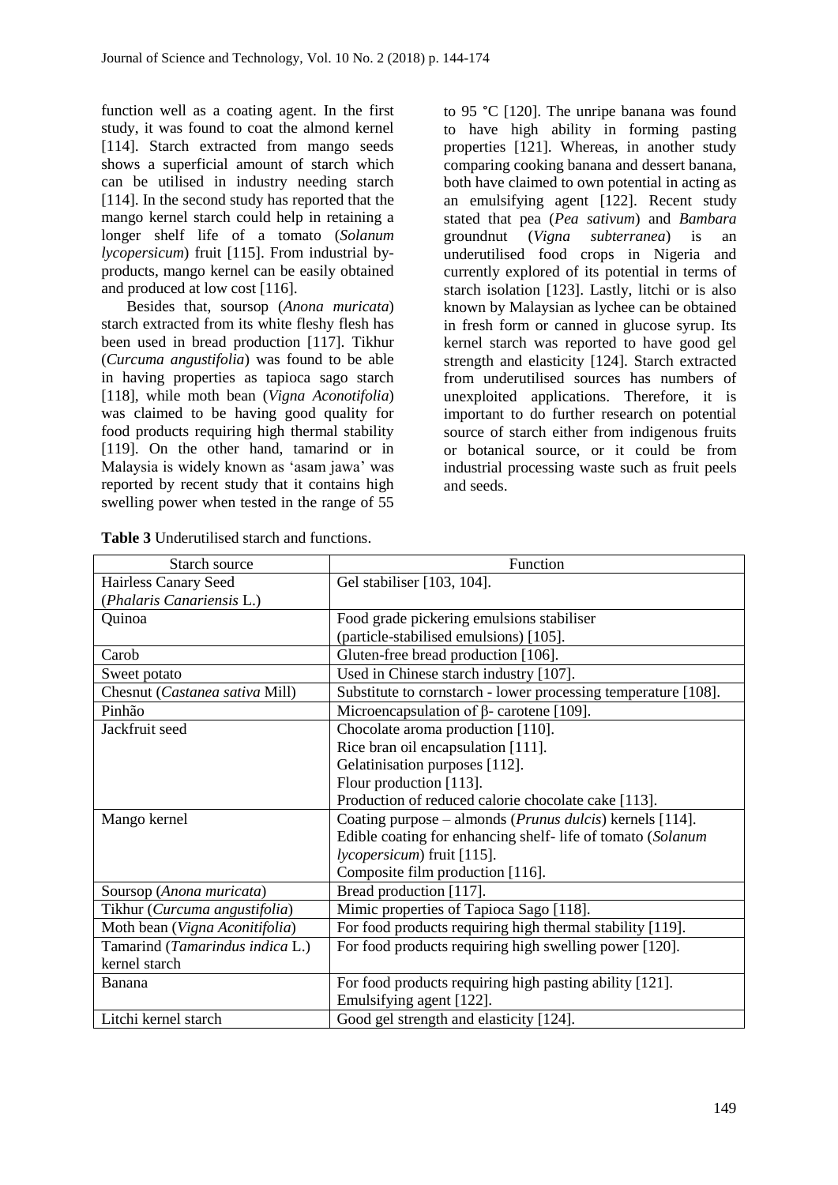function well as a coating agent. In the first study, it was found to coat the almond kernel [114]. Starch extracted from mango seeds shows a superficial amount of starch which can be utilised in industry needing starch [114]. In the second study has reported that the mango kernel starch could help in retaining a longer shelf life of a tomato (*Solanum lycopersicum*) fruit [115]. From industrial by-products, mango kernel can be easily obtained and produced at low cost [116].

Besides that, soursop (*Anona muricata*) starch extracted from its white fleshy flesh has been used in bread production [117]. Tikhur (*Curcuma angustifolia*) was found to be able in having properties as tapioca sago starch [118], while moth bean (*Vigna Aconotifolia*) was claimed to be having good quality for food products requiring high thermal stability [119]. On the other hand, tamarind or in Malaysia is widely known as 'asam jawa' was reported by recent study that it contains high swelling power when tested in the range of 55 to 95 °C [120]. The unripe banana was found to have high ability in forming pasting properties [121]. Whereas, in another study comparing cooking banana and dessert banana, both have claimed to own potential in acting as an emulsifying agent [122]. Recent study stated that pea (*Pea sativum*) and *Bambara* groundnut (*Vigna subterranea*) is an underutilised food crops in Nigeria and currently explored of its potential in terms of starch isolation [123]. Lastly, litchi or is also known by Malaysian as lychee can be obtained in fresh form or canned in glucose syrup. Its kernel starch was reported to have good gel strength and elasticity [124]. Starch extracted from underutilised sources has numbers of unexploited applications. Therefore, it is important to do further research on potential source of starch either from indigenous fruits or botanical source, or it could be from industrial processing waste such as fruit peels and seeds.

**Table 3** Underutilised starch and functions.

| Starch source | Function |
|---|---|
| Hairless Canary Seed (*Phalaris Canariensis* L.) | Gel stabiliser [103, 104]. |
| Quinoa | Food grade pickering emulsions stabiliser (particle-stabilised emulsions) [105]. |
| Carob | Gluten-free bread production [106]. |
| Sweet potato | Used in Chinese starch industry [107]. |
| Chesnut (*Castanea sativa* Mill) | Substitute to cornstarch - lower processing temperature [108]. |
| Pinhão | Microencapsulation of β- carotene [109]. |
| Jackfruit seed | Chocolate aroma production [110].<br>Rice bran oil encapsulation [111].<br>Gelatinisation purposes [112].<br>Flour production [113].<br>Production of reduced calorie chocolate cake [113]. |
| Mango kernel | Coating purpose – almonds (*Prunus dulcis*) kernels [114].<br>Edible coating for enhancing shelf- life of tomato (*Solanum lycopersicum*) fruit [115].<br>Composite film production [116]. |
| Soursop (*Anona muricata*) | Bread production [117]. |
| Tikhur (*Curcuma angustifolia*) | Mimic properties of Tapioca Sago [118]. |
| Moth bean (*Vigna Aconitifolia*) | For food products requiring high thermal stability [119]. |
| Tamarind (*Tamarindus indica* L.) kernel starch | For food products requiring high swelling power [120]. |
| Banana | For food products requiring high pasting ability [121].<br>Emulsifying agent [122]. |
| Litchi kernel starch | Good gel strength and elasticity [124]. |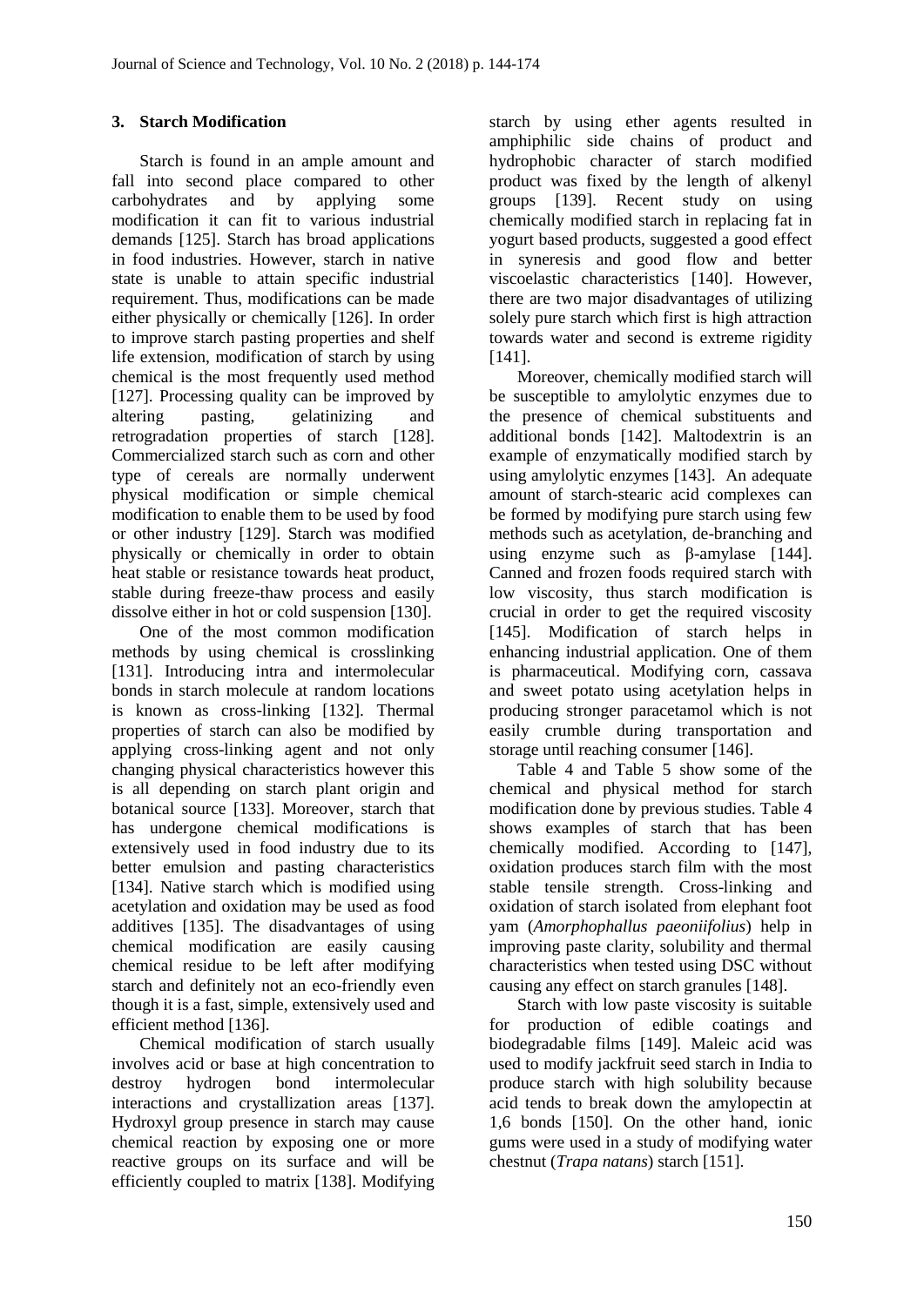## 3. Starch Modification

Starch is found in an ample amount and fall into second place compared to other carbohydrates and by applying some modification it can fit to various industrial demands [125]. Starch has broad applications in food industries. However, starch in native state is unable to attain specific industrial requirement. Thus, modifications can be made either physically or chemically [126]. In order to improve starch pasting properties and shelf life extension, modification of starch by using chemical is the most frequently used method [127]. Processing quality can be improved by altering pasting, gelatinizing and retrogradation properties of starch [128]. Commercialized starch such as corn and other type of cereals are normally underwent physical modification or simple chemical modification to enable them to be used by food or other industry [129]. Starch was modified physically or chemically in order to obtain heat stable or resistance towards heat product, stable during freeze-thaw process and easily dissolve either in hot or cold suspension [130].

One of the most common modification methods by using chemical is crosslinking [131]. Introducing intra and intermolecular bonds in starch molecule at random locations is known as cross-linking [132]. Thermal properties of starch can also be modified by applying cross-linking agent and not only changing physical characteristics however this is all depending on starch plant origin and botanical source [133]. Moreover, starch that has undergone chemical modifications is extensively used in food industry due to its better emulsion and pasting characteristics [134]. Native starch which is modified using acetylation and oxidation may be used as food additives [135]. The disadvantages of using chemical modification are easily causing chemical residue to be left after modifying starch and definitely not an eco-friendly even though it is a fast, simple, extensively used and efficient method [136].

Chemical modification of starch usually involves acid or base at high concentration to destroy hydrogen bond intermolecular interactions and crystallization areas [137]. Hydroxyl group presence in starch may cause chemical reaction by exposing one or more reactive groups on its surface and will be efficiently coupled to matrix [138]. Modifying starch by using ether agents resulted in amphiphilic side chains of product and hydrophobic character of starch modified product was fixed by the length of alkenyl groups [139]. Recent study on using chemically modified starch in replacing fat in yogurt based products, suggested a good effect in syneresis and good flow and better viscoelastic characteristics [140]. However, there are two major disadvantages of utilizing solely pure starch which first is high attraction towards water and second is extreme rigidity [141].

Moreover, chemically modified starch will be susceptible to amylolytic enzymes due to the presence of chemical substituents and additional bonds [142]. Maltodextrin is an example of enzymatically modified starch by using amylolytic enzymes [143]. An adequate amount of starch-stearic acid complexes can be formed by modifying pure starch using few methods such as acetylation, de-branching and using enzyme such as β-amylase [144]. Canned and frozen foods required starch with low viscosity, thus starch modification is crucial in order to get the required viscosity [145]. Modification of starch helps in enhancing industrial application. One of them is pharmaceutical. Modifying corn, cassava and sweet potato using acetylation helps in producing stronger paracetamol which is not easily crumble during transportation and storage until reaching consumer [146].

Table 4 and Table 5 show some of the chemical and physical method for starch modification done by previous studies. Table 4 shows examples of starch that has been chemically modified. According to [147], oxidation produces starch film with the most stable tensile strength. Cross-linking and oxidation of starch isolated from elephant foot yam (*Amorphophallus paeoniifolius*) help in improving paste clarity, solubility and thermal characteristics when tested using DSC without causing any effect on starch granules [148].

Starch with low paste viscosity is suitable for production of edible coatings and biodegradable films [149]. Maleic acid was used to modify jackfruit seed starch in India to produce starch with high solubility because acid tends to break down the amylopectin at 1,6 bonds [150]. On the other hand, ionic gums were used in a study of modifying water chestnut (*Trapa natans*) starch [151].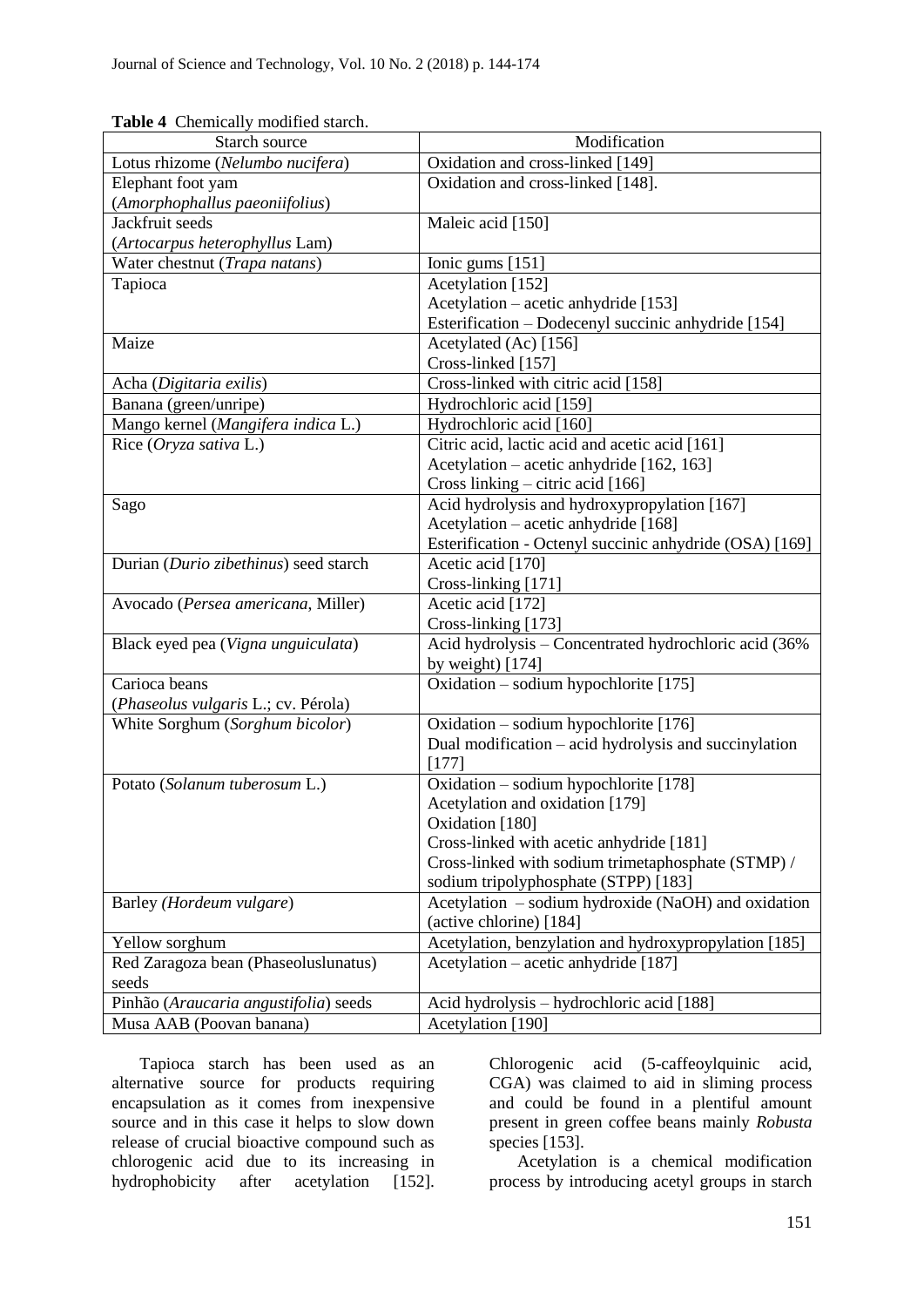**Table 4** Chemically modified starch.

| Starch source | Modification |
|---|---|
| Lotus rhizome (*Nelumbo nucifera*) | Oxidation and cross-linked [149] |
| Elephant foot yam (*Amorphophallus paeoniifolius*) | Oxidation and cross-linked [148]. |
| Jackfruit seeds (*Artocarpus heterophyllus* Lam) | Maleic acid [150] |
| Water chestnut (*Trapa natans*) | Ionic gums [151] |
| Tapioca | Acetylation [152]<br>Acetylation – acetic anhydride [153]<br>Esterification – Dodecenyl succinic anhydride [154] |
| Maize | Acetylated (Ac) [156]<br>Cross-linked [157] |
| Acha (*Digitaria exilis*) | Cross-linked with citric acid [158] |
| Banana (green/unripe) | Hydrochloric acid [159] |
| Mango kernel (*Mangifera indica* L.) | Hydrochloric acid [160] |
| Rice (*Oryza sativa* L.) | Citric acid, lactic acid and acetic acid [161]<br>Acetylation – acetic anhydride [162, 163]<br>Cross linking – citric acid [166] |
| Sago | Acid hydrolysis and hydroxypropylation [167]<br>Acetylation – acetic anhydride [168]<br>Esterification - Octenyl succinic anhydride (OSA) [169] |
| Durian (*Durio zibethinus*) seed starch | Acetic acid [170]<br>Cross-linking [171] |
| Avocado (*Persea americana*, Miller) | Acetic acid [172]<br>Cross-linking [173] |
| Black eyed pea (*Vigna unguiculata*) | Acid hydrolysis – Concentrated hydrochloric acid (36% by weight) [174] |
| Carioca beans (*Phaseolus vulgaris* L.; cv. Pérola) | Oxidation – sodium hypochlorite [175] |
| White Sorghum (*Sorghum bicolor*) | Oxidation – sodium hypochlorite [176]<br>Dual modification – acid hydrolysis and succinylation [177] |
| Potato (*Solanum tuberosum* L.) | Oxidation – sodium hypochlorite [178]<br>Acetylation and oxidation [179]<br>Oxidation [180]<br>Cross-linked with acetic anhydride [181]<br>Cross-linked with sodium trimetaphosphate (STMP) / sodium tripolyphosphate (STPP) [183] |
| Barley (*Hordeum vulgare*) | Acetylation – sodium hydroxide (NaOH) and oxidation (active chlorine) [184] |
| Yellow sorghum | Acetylation, benzylation and hydroxypropylation [185] |
| Red Zaragoza bean (Phaseoluslunatus) seeds | Acetylation – acetic anhydride [187] |
| Pinhão (*Araucaria angustifolia*) seeds | Acid hydrolysis – hydrochloric acid [188] |
| Musa AAB (Poovan banana) | Acetylation [190] |

Tapioca starch has been used as an alternative source for products requiring encapsulation as it comes from inexpensive source and in this case it helps to slow down release of crucial bioactive compound such as chlorogenic acid due to its increasing in hydrophobicity after acetylation [152]. Chlorogenic acid (5-caffeoylquinic acid, CGA) was claimed to aid in sliming process and could be found in a plentiful amount present in green coffee beans mainly *Robusta* species [153].

Acetylation is a chemical modification process by introducing acetyl groups in starch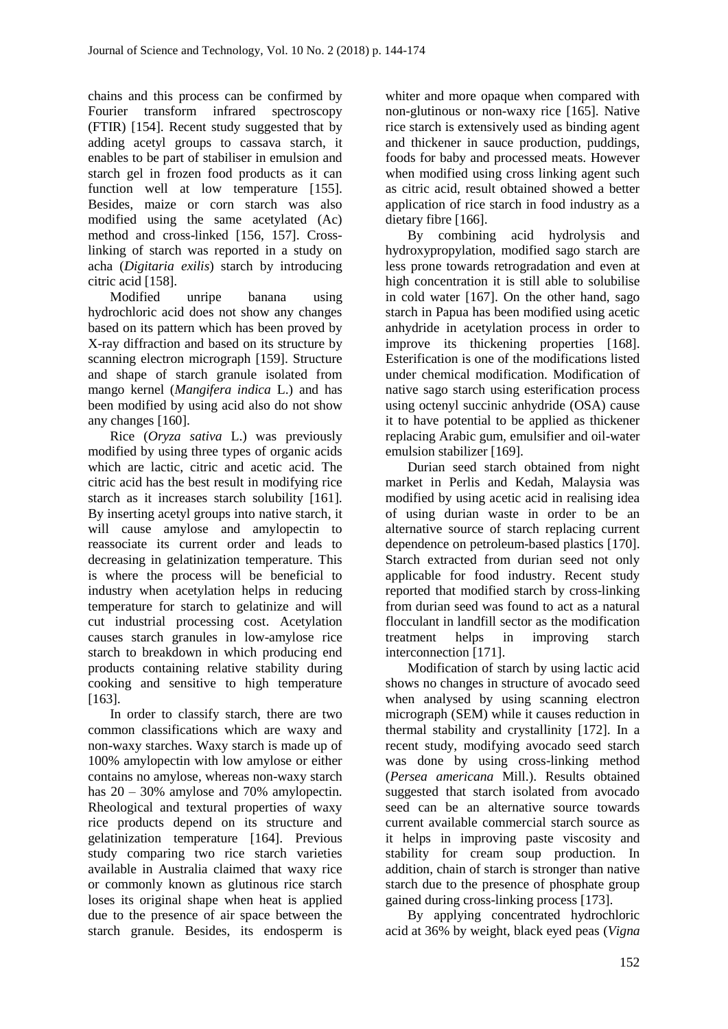chains and this process can be confirmed by Fourier transform infrared spectroscopy (FTIR) [154]. Recent study suggested that by adding acetyl groups to cassava starch, it enables to be part of stabiliser in emulsion and starch gel in frozen food products as it can function well at low temperature [155]. Besides, maize or corn starch was also modified using the same acetylated (Ac) method and cross-linked [156, 157]. Cross-linking of starch was reported in a study on acha (*Digitaria exilis*) starch by introducing citric acid [158].

Modified unripe banana using hydrochloric acid does not show any changes based on its pattern which has been proved by X-ray diffraction and based on its structure by scanning electron micrograph [159]. Structure and shape of starch granule isolated from mango kernel (*Mangifera indica* L.) and has been modified by using acid also do not show any changes [160].

Rice (*Oryza sativa* L.) was previously modified by using three types of organic acids which are lactic, citric and acetic acid. The citric acid has the best result in modifying rice starch as it increases starch solubility [161]. By inserting acetyl groups into native starch, it will cause amylose and amylopectin to reassociate its current order and leads to decreasing in gelatinization temperature. This is where the process will be beneficial to industry when acetylation helps in reducing temperature for starch to gelatinize and will cut industrial processing cost. Acetylation causes starch granules in low-amylose rice starch to breakdown in which producing end products containing relative stability during cooking and sensitive to high temperature [163].

In order to classify starch, there are two common classifications which are waxy and non-waxy starches. Waxy starch is made up of 100% amylopectin with low amylose or either contains no amylose, whereas non-waxy starch has 20 – 30% amylose and 70% amylopectin. Rheological and textural properties of waxy rice products depend on its structure and gelatinization temperature [164]. Previous study comparing two rice starch varieties available in Australia claimed that waxy rice or commonly known as glutinous rice starch loses its original shape when heat is applied due to the presence of air space between the starch granule. Besides, its endosperm is whiter and more opaque when compared with non-glutinous or non-waxy rice [165]. Native rice starch is extensively used as binding agent and thickener in sauce production, puddings, foods for baby and processed meats. However when modified using cross linking agent such as citric acid, result obtained showed a better application of rice starch in food industry as a dietary fibre [166].

By combining acid hydrolysis and hydroxypropylation, modified sago starch are less prone towards retrogradation and even at high concentration it is still able to solubilise in cold water [167]. On the other hand, sago starch in Papua has been modified using acetic anhydride in acetylation process in order to improve its thickening properties [168]. Esterification is one of the modifications listed under chemical modification. Modification of native sago starch using esterification process using octenyl succinic anhydride (OSA) cause it to have potential to be applied as thickener replacing Arabic gum, emulsifier and oil-water emulsion stabilizer [169].

Durian seed starch obtained from night market in Perlis and Kedah, Malaysia was modified by using acetic acid in realising idea of using durian waste in order to be an alternative source of starch replacing current dependence on petroleum-based plastics [170]. Starch extracted from durian seed not only applicable for food industry. Recent study reported that modified starch by cross-linking from durian seed was found to act as a natural flocculant in landfill sector as the modification treatment helps in improving starch interconnection [171].

Modification of starch by using lactic acid shows no changes in structure of avocado seed when analysed by using scanning electron micrograph (SEM) while it causes reduction in thermal stability and crystallinity [172]. In a recent study, modifying avocado seed starch was done by using cross-linking method (*Persea americana* Mill.). Results obtained suggested that starch isolated from avocado seed can be an alternative source towards current available commercial starch source as it helps in improving paste viscosity and stability for cream soup production. In addition, chain of starch is stronger than native starch due to the presence of phosphate group gained during cross-linking process [173].

By applying concentrated hydrochloric acid at 36% by weight, black eyed peas (*Vigna*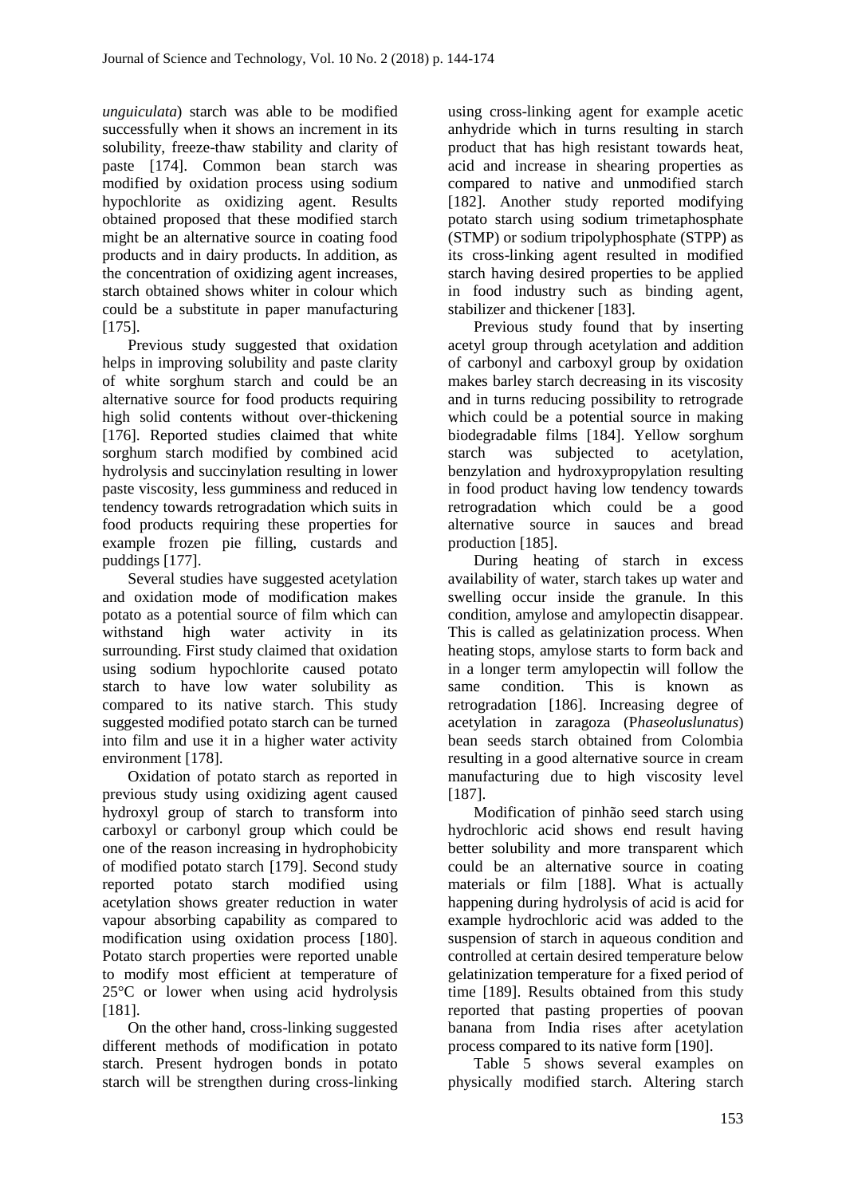*unguiculata*) starch was able to be modified successfully when it shows an increment in its solubility, freeze-thaw stability and clarity of paste [174]. Common bean starch was modified by oxidation process using sodium hypochlorite as oxidizing agent. Results obtained proposed that these modified starch might be an alternative source in coating food products and in dairy products. In addition, as the concentration of oxidizing agent increases, starch obtained shows whiter in colour which could be a substitute in paper manufacturing [175].

Previous study suggested that oxidation helps in improving solubility and paste clarity of white sorghum starch and could be an alternative source for food products requiring high solid contents without over-thickening [176]. Reported studies claimed that white sorghum starch modified by combined acid hydrolysis and succinylation resulting in lower paste viscosity, less gumminess and reduced in tendency towards retrogradation which suits in food products requiring these properties for example frozen pie filling, custards and puddings [177].

Several studies have suggested acetylation and oxidation mode of modification makes potato as a potential source of film which can withstand high water activity in its surrounding. First study claimed that oxidation using sodium hypochlorite caused potato starch to have low water solubility as compared to its native starch. This study suggested modified potato starch can be turned into film and use it in a higher water activity environment [178].

Oxidation of potato starch as reported in previous study using oxidizing agent caused hydroxyl group of starch to transform into carboxyl or carbonyl group which could be one of the reason increasing in hydrophobicity of modified potato starch [179]. Second study reported potato starch modified using acetylation shows greater reduction in water vapour absorbing capability as compared to modification using oxidation process [180]. Potato starch properties were reported unable to modify most efficient at temperature of 25°C or lower when using acid hydrolysis [181].

On the other hand, cross-linking suggested different methods of modification in potato starch. Present hydrogen bonds in potato starch will be strengthen during cross-linking using cross-linking agent for example acetic anhydride which in turns resulting in starch product that has high resistant towards heat, acid and increase in shearing properties as compared to native and unmodified starch [182]. Another study reported modifying potato starch using sodium trimetaphosphate (STMP) or sodium tripolyphosphate (STPP) as its cross-linking agent resulted in modified starch having desired properties to be applied in food industry such as binding agent, stabilizer and thickener [183].

Previous study found that by inserting acetyl group through acetylation and addition of carbonyl and carboxyl group by oxidation makes barley starch decreasing in its viscosity and in turns reducing possibility to retrograde which could be a potential source in making biodegradable films [184]. Yellow sorghum starch was subjected to acetylation, benzylation and hydroxypropylation resulting in food product having low tendency towards retrogradation which could be a good alternative source in sauces and bread production [185].

During heating of starch in excess availability of water, starch takes up water and swelling occur inside the granule. In this condition, amylose and amylopectin disappear. This is called as gelatinization process. When heating stops, amylose starts to form back and in a longer term amylopectin will follow the same condition. This is known as retrogradation [186]. Increasing degree of acetylation in zaragoza (P*haseoluslunatus*) bean seeds starch obtained from Colombia resulting in a good alternative source in cream manufacturing due to high viscosity level [187].

Modification of pinhão seed starch using hydrochloric acid shows end result having better solubility and more transparent which could be an alternative source in coating materials or film [188]. What is actually happening during hydrolysis of acid is acid for example hydrochloric acid was added to the suspension of starch in aqueous condition and controlled at certain desired temperature below gelatinization temperature for a fixed period of time [189]. Results obtained from this study reported that pasting properties of poovan banana from India rises after acetylation process compared to its native form [190].

Table 5 shows several examples on physically modified starch. Altering starch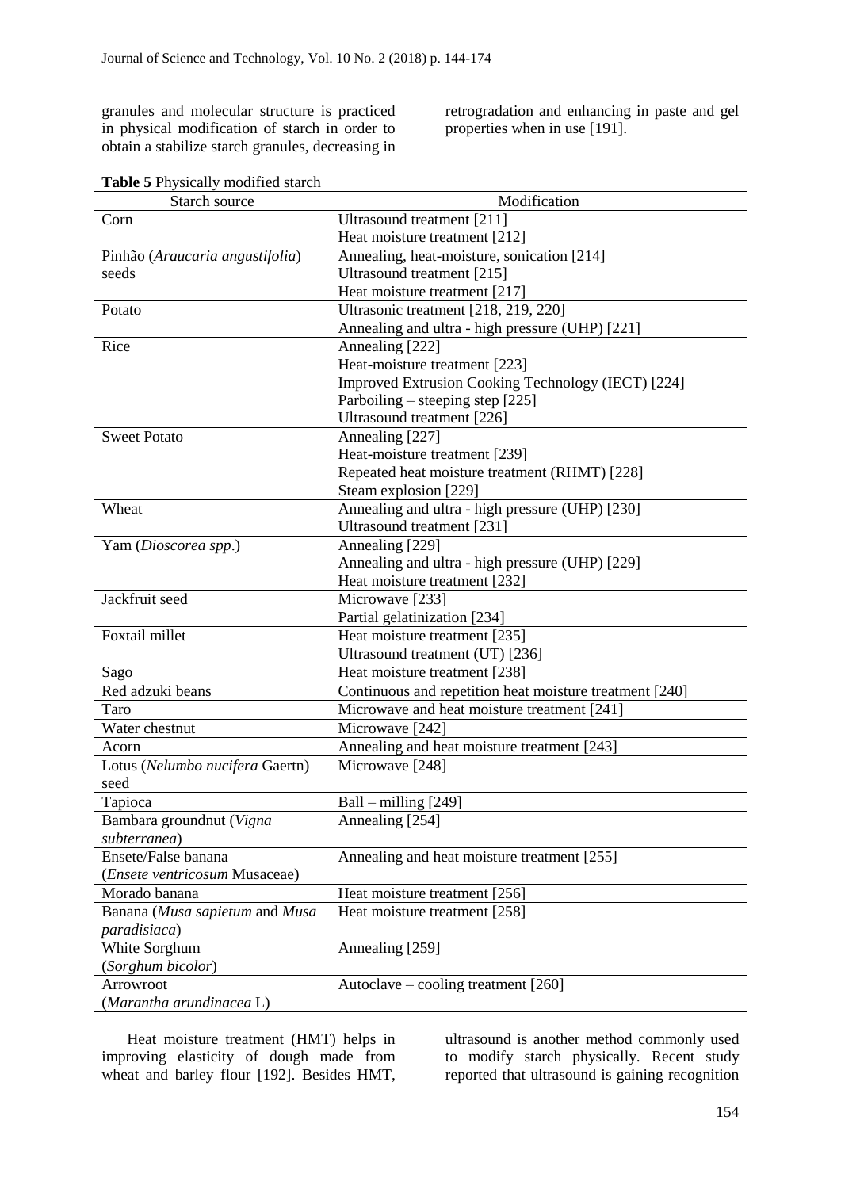granules and molecular structure is practiced in physical modification of starch in order to obtain a stabilize starch granules, decreasing in retrogradation and enhancing in paste and gel properties when in use [191].

**Table 5** Physically modified starch

| Starch source | Modification |
|---|---|
| Corn | Ultrasound treatment [211]<br>Heat moisture treatment [212] |
| Pinhão (*Araucaria angustifolia*) seeds | Annealing, heat-moisture, sonication [214]<br>Ultrasound treatment [215]<br>Heat moisture treatment [217] |
| Potato | Ultrasonic treatment [218, 219, 220]<br>Annealing and ultra - high pressure (UHP) [221] |
| Rice | Annealing [222]<br>Heat-moisture treatment [223]<br>Improved Extrusion Cooking Technology (IECT) [224]<br>Parboiling – steeping step [225]<br>Ultrasound treatment [226] |
| Sweet Potato | Annealing [227]<br>Heat-moisture treatment [239]<br>Repeated heat moisture treatment (RHMT) [228]<br>Steam explosion [229] |
| Wheat | Annealing and ultra - high pressure (UHP) [230]<br>Ultrasound treatment [231] |
| Yam (*Dioscorea spp*.) | Annealing [229]<br>Annealing and ultra - high pressure (UHP) [229]<br>Heat moisture treatment [232] |
| Jackfruit seed | Microwave [233]<br>Partial gelatinization [234] |
| Foxtail millet | Heat moisture treatment [235]<br>Ultrasound treatment (UT) [236] |
| Sago | Heat moisture treatment [238] |
| Red adzuki beans | Continuous and repetition heat moisture treatment [240] |
| Taro | Microwave and heat moisture treatment [241] |
| Water chestnut | Microwave [242] |
| Acorn | Annealing and heat moisture treatment [243] |
| Lotus (*Nelumbo nucifera* Gaertn) seed | Microwave [248] |
| Tapioca | Ball – milling [249] |
| Bambara groundnut (*Vigna subterranea*) | Annealing [254] |
| Ensete/False banana (*Ensete ventricosum* Musaceae) | Annealing and heat moisture treatment [255] |
| Morado banana | Heat moisture treatment [256] |
| Banana (*Musa sapietum* and *Musa paradisiaca*) | Heat moisture treatment [258] |
| White Sorghum (*Sorghum bicolor*) | Annealing [259] |
| Arrowroot (*Marantha arundinacea* L) | Autoclave – cooling treatment [260] |

Heat moisture treatment (HMT) helps in improving elasticity of dough made from wheat and barley flour [192]. Besides HMT, ultrasound is another method commonly used to modify starch physically. Recent study reported that ultrasound is gaining recognition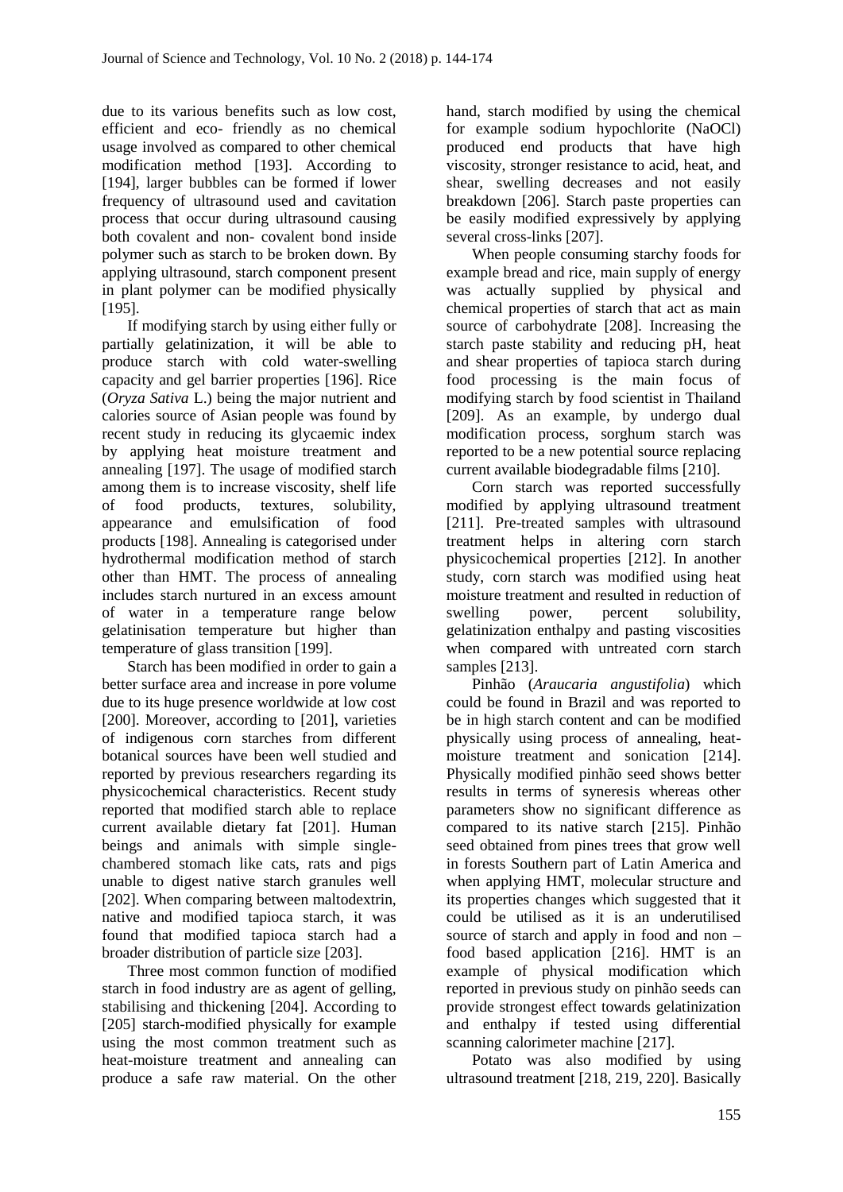due to its various benefits such as low cost, efficient and eco- friendly as no chemical usage involved as compared to other chemical modification method [193]. According to [194], larger bubbles can be formed if lower frequency of ultrasound used and cavitation process that occur during ultrasound causing both covalent and non- covalent bond inside polymer such as starch to be broken down. By applying ultrasound, starch component present in plant polymer can be modified physically [195].

If modifying starch by using either fully or partially gelatinization, it will be able to produce starch with cold water-swelling capacity and gel barrier properties [196]. Rice (*Oryza Sativa* L.) being the major nutrient and calories source of Asian people was found by recent study in reducing its glycaemic index by applying heat moisture treatment and annealing [197]. The usage of modified starch among them is to increase viscosity, shelf life of food products, textures, solubility, appearance and emulsification of food products [198]. Annealing is categorised under hydrothermal modification method of starch other than HMT. The process of annealing includes starch nurtured in an excess amount of water in a temperature range below gelatinisation temperature but higher than temperature of glass transition [199].

Starch has been modified in order to gain a better surface area and increase in pore volume due to its huge presence worldwide at low cost [200]. Moreover, according to [201], varieties of indigenous corn starches from different botanical sources have been well studied and reported by previous researchers regarding its physicochemical characteristics. Recent study reported that modified starch able to replace current available dietary fat [201]. Human beings and animals with simple single-chambered stomach like cats, rats and pigs unable to digest native starch granules well [202]. When comparing between maltodextrin, native and modified tapioca starch, it was found that modified tapioca starch had a broader distribution of particle size [203].

Three most common function of modified starch in food industry are as agent of gelling, stabilising and thickening [204]. According to [205] starch-modified physically for example using the most common treatment such as heat-moisture treatment and annealing can produce a safe raw material. On the other hand, starch modified by using the chemical for example sodium hypochlorite (NaOCl) produced end products that have high viscosity, stronger resistance to acid, heat, and shear, swelling decreases and not easily breakdown [206]. Starch paste properties can be easily modified expressively by applying several cross-links [207].

When people consuming starchy foods for example bread and rice, main supply of energy was actually supplied by physical and chemical properties of starch that act as main source of carbohydrate [208]. Increasing the starch paste stability and reducing pH, heat and shear properties of tapioca starch during food processing is the main focus of modifying starch by food scientist in Thailand [209]. As an example, by undergo dual modification process, sorghum starch was reported to be a new potential source replacing current available biodegradable films [210].

Corn starch was reported successfully modified by applying ultrasound treatment [211]. Pre-treated samples with ultrasound treatment helps in altering corn starch physicochemical properties [212]. In another study, corn starch was modified using heat moisture treatment and resulted in reduction of swelling power, percent solubility, gelatinization enthalpy and pasting viscosities when compared with untreated corn starch samples [213].

Pinhão (*Araucaria angustifolia*) which could be found in Brazil and was reported to be in high starch content and can be modified physically using process of annealing, heat-moisture treatment and sonication [214]. Physically modified pinhão seed shows better results in terms of syneresis whereas other parameters show no significant difference as compared to its native starch [215]. Pinhão seed obtained from pines trees that grow well in forests Southern part of Latin America and when applying HMT, molecular structure and its properties changes which suggested that it could be utilised as it is an underutilised source of starch and apply in food and non – food based application [216]. HMT is an example of physical modification which reported in previous study on pinhão seeds can provide strongest effect towards gelatinization and enthalpy if tested using differential scanning calorimeter machine [217].

Potato was also modified by using ultrasound treatment [218, 219, 220]. Basically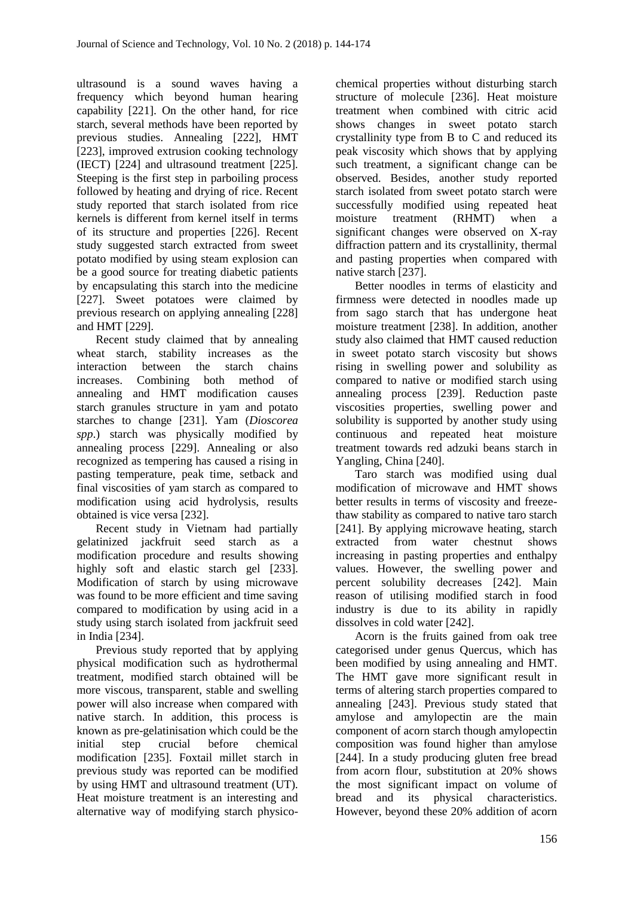ultrasound is a sound waves having a frequency which beyond human hearing capability [221]. On the other hand, for rice starch, several methods have been reported by previous studies. Annealing [222], HMT [223], improved extrusion cooking technology (IECT) [224] and ultrasound treatment [225]. Steeping is the first step in parboiling process followed by heating and drying of rice. Recent study reported that starch isolated from rice kernels is different from kernel itself in terms of its structure and properties [226]. Recent study suggested starch extracted from sweet potato modified by using steam explosion can be a good source for treating diabetic patients by encapsulating this starch into the medicine [227]. Sweet potatoes were claimed by previous research on applying annealing [228] and HMT [229].

Recent study claimed that by annealing wheat starch, stability increases as the interaction between the starch chains increases. Combining both method of annealing and HMT modification causes starch granules structure in yam and potato starches to change [231]. Yam (*Dioscorea spp.*) starch was physically modified by annealing process [229]. Annealing or also recognized as tempering has caused a rising in pasting temperature, peak time, setback and final viscosities of yam starch as compared to modification using acid hydrolysis, results obtained is vice versa [232].

Recent study in Vietnam had partially gelatinized jackfruit seed starch as a modification procedure and results showing highly soft and elastic starch gel [233]. Modification of starch by using microwave was found to be more efficient and time saving compared to modification by using acid in a study using starch isolated from jackfruit seed in India [234].

Previous study reported that by applying physical modification such as hydrothermal treatment, modified starch obtained will be more viscous, transparent, stable and swelling power will also increase when compared with native starch. In addition, this process is known as pre-gelatinisation which could be the initial step crucial before chemical modification [235]. Foxtail millet starch in previous study was reported can be modified by using HMT and ultrasound treatment (UT). Heat moisture treatment is an interesting and alternative way of modifying starch physico-chemical properties without disturbing starch structure of molecule [236]. Heat moisture treatment when combined with citric acid shows changes in sweet potato starch crystallinity type from B to C and reduced its peak viscosity which shows that by applying such treatment, a significant change can be observed. Besides, another study reported starch isolated from sweet potato starch were successfully modified using repeated heat moisture treatment (RHMT) when a significant changes were observed on X-ray diffraction pattern and its crystallinity, thermal and pasting properties when compared with native starch [237].

Better noodles in terms of elasticity and firmness were detected in noodles made up from sago starch that has undergone heat moisture treatment [238]. In addition, another study also claimed that HMT caused reduction in sweet potato starch viscosity but shows rising in swelling power and solubility as compared to native or modified starch using annealing process [239]. Reduction paste viscosities properties, swelling power and solubility is supported by another study using continuous and repeated heat moisture treatment towards red adzuki beans starch in Yangling, China [240].

Taro starch was modified using dual modification of microwave and HMT shows better results in terms of viscosity and freeze-thaw stability as compared to native taro starch [241]. By applying microwave heating, starch extracted from water chestnut shows increasing in pasting properties and enthalpy values. However, the swelling power and percent solubility decreases [242]. Main reason of utilising modified starch in food industry is due to its ability in rapidly dissolves in cold water [242].

Acorn is the fruits gained from oak tree categorised under genus Quercus, which has been modified by using annealing and HMT. The HMT gave more significant result in terms of altering starch properties compared to annealing [243]. Previous study stated that amylose and amylopectin are the main component of acorn starch though amylopectin composition was found higher than amylose [244]. In a study producing gluten free bread from acorn flour, substitution at 20% shows the most significant impact on volume of bread and its physical characteristics. However, beyond these 20% addition of acorn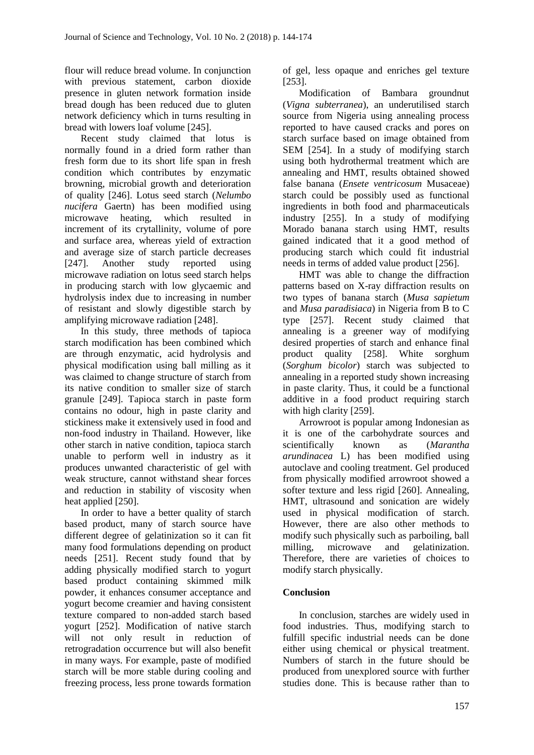flour will reduce bread volume. In conjunction with previous statement, carbon dioxide presence in gluten network formation inside bread dough has been reduced due to gluten network deficiency which in turns resulting in bread with lowers loaf volume [245].

Recent study claimed that lotus is normally found in a dried form rather than fresh form due to its short life span in fresh condition which contributes by enzymatic browning, microbial growth and deterioration of quality [246]. Lotus seed starch (*Nelumbo nucifera* Gaertn) has been modified using microwave heating, which resulted in increment of its crytallinity, volume of pore and surface area, whereas yield of extraction and average size of starch particle decreases [247]. Another study reported using microwave radiation on lotus seed starch helps in producing starch with low glycaemic and hydrolysis index due to increasing in number of resistant and slowly digestible starch by amplifying microwave radiation [248].

In this study, three methods of tapioca starch modification has been combined which are through enzymatic, acid hydrolysis and physical modification using ball milling as it was claimed to change structure of starch from its native condition to smaller size of starch granule [249]. Tapioca starch in paste form contains no odour, high in paste clarity and stickiness make it extensively used in food and non-food industry in Thailand. However, like other starch in native condition, tapioca starch unable to perform well in industry as it produces unwanted characteristic of gel with weak structure, cannot withstand shear forces and reduction in stability of viscosity when heat applied [250].

In order to have a better quality of starch based product, many of starch source have different degree of gelatinization so it can fit many food formulations depending on product needs [251]. Recent study found that by adding physically modified starch to yogurt based product containing skimmed milk powder, it enhances consumer acceptance and yogurt become creamier and having consistent texture compared to non-added starch based yogurt [252]. Modification of native starch will not only result in reduction of retrogradation occurrence but will also benefit in many ways. For example, paste of modified starch will be more stable during cooling and freezing process, less prone towards formation of gel, less opaque and enriches gel texture [253].

Modification of Bambara groundnut (*Vigna subterranea*), an underutilised starch source from Nigeria using annealing process reported to have caused cracks and pores on starch surface based on image obtained from SEM [254]. In a study of modifying starch using both hydrothermal treatment which are annealing and HMT, results obtained showed false banana (*Ensete ventricosum* Musaceae) starch could be possibly used as functional ingredients in both food and pharmaceuticals industry [255]. In a study of modifying Morado banana starch using HMT, results gained indicated that it a good method of producing starch which could fit industrial needs in terms of added value product [256].

HMT was able to change the diffraction patterns based on X-ray diffraction results on two types of banana starch (*Musa sapietum* and *Musa paradisiaca*) in Nigeria from B to C type [257]. Recent study claimed that annealing is a greener way of modifying desired properties of starch and enhance final product quality [258]. White sorghum (*Sorghum bicolor*) starch was subjected to annealing in a reported study shown increasing in paste clarity. Thus, it could be a functional additive in a food product requiring starch with high clarity [259].

Arrowroot is popular among Indonesian as it is one of the carbohydrate sources and scientifically known as (*Marantha arundinacea* L) has been modified using autoclave and cooling treatment. Gel produced from physically modified arrowroot showed a softer texture and less rigid [260]. Annealing, HMT, ultrasound and sonication are widely used in physical modification of starch. However, there are also other methods to modify such physically such as parboiling, ball milling, microwave and gelatinization. Therefore, there are varieties of choices to modify starch physically.

## Conclusion

In conclusion, starches are widely used in food industries. Thus, modifying starch to fulfill specific industrial needs can be done either using chemical or physical treatment. Numbers of starch in the future should be produced from unexplored source with further studies done. This is because rather than to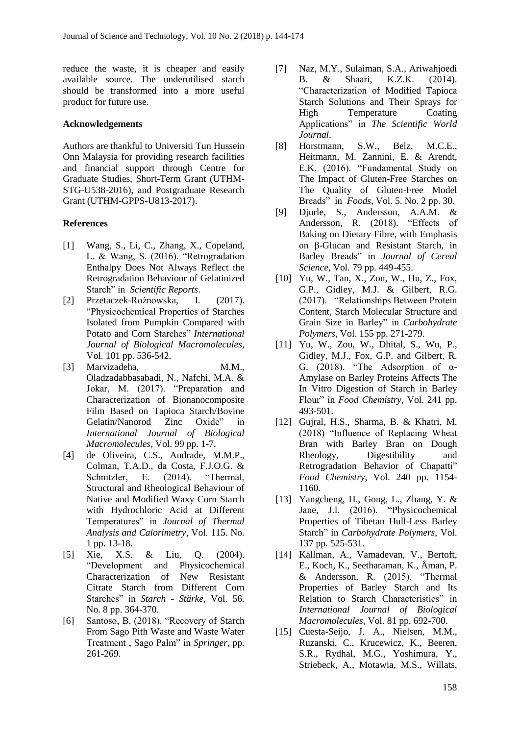reduce the waste, it is cheaper and easily available source. The underutilised starch should be transformed into a more useful product for future use.

**Acknowledgements**

Authors are thankful to Universiti Tun Hussein Onn Malaysia for providing research facilities and financial support through Centre for Graduate Studies, Short-Term Grant (UTHM-STG-U538-2016), and Postgraduate Research Grant (UTHM-GPPS-U813-2017).

**References**

[1] Wang, S., Li, C., Zhang, X., Copeland, L. & Wang, S. (2016). "Retrogradation Enthalpy Does Not Always Reflect the Retrogradation Behaviour of Gelatinized Starch" in *Scientific Reports*.

[2] Przetaczek-Rożnowska, I. (2017). "Physicochemical Properties of Starches Isolated from Pumpkin Compared with Potato and Corn Starches" *International Journal of Biological Macromolecules*, Vol. 101 pp. 536-542.

[3] Marvizadeha, M.M., Oladzadabbasabadi, N., Nafchi, M.A. & Jokar, M. (2017). "Preparation and Characterization of Bionanocomposite Film Based on Tapioca Starch/Bovine Gelatin/Nanorod Zinc Oxide" in *International Journal of Biological Macromolecules*, Vol. 99 pp. 1-7.

[4] de Oliveira, C.S., Andrade, M.M.P., Colman, T.A.D., da Costa, F.J.O.G. & Schnitzler, E. (2014). "Thermal, Structural and Rheological Behaviour of Native and Modified Waxy Corn Starch with Hydrochloric Acid at Different Temperatures" in *Journal of Thermal Analysis and Calorimetry*, Vol. 115. No. 1 pp. 13-18.

[5] Xie, X.S. & Liu, Q. (2004). "Development and Physicochemical Characterization of New Resistant Citrate Starch from Different Corn Starches" in *Starch - Stärke*, Vol. 56. No. 8 pp. 364-370.

[6] Santoso, B. (2018). "Recovery of Starch From Sago Pith Waste and Waste Water Treatment , Sago Palm" in *Springer*, pp. 261-269.

[7] Naz, M.Y., Sulaiman, S.A., Ariwahjoedi B. & Shaari, K.Z.K. (2014). "Characterization of Modified Tapioca Starch Solutions and Their Sprays for High Temperature Coating Applications" in *The Scientific World Journal*.

[8] Horstmann, S.W., Belz, M.C.E., Heitmann, M. Zannini, E. & Arendt, E.K. (2016). "Fundamental Study on The Impact of Gluten-Free Starches on The Quality of Gluten-Free Model Breads" in *Foods*, Vol. 5. No. 2 pp. 30.

[9] Djurle, S., Andersson, A.A.M. & Andersson, R. (2018). "Effects of Baking on Dietary Fibre, with Emphasis on β-Glucan and Resistant Starch, in Barley Breads" in *Journal of Cereal Science*, Vol. 79 pp. 449-455.

[10] Yu, W., Tan, X., Zou, W., Hu, Z., Fox, G.P., Gidley, M.J. & Gilbert, R.G. (2017). "Relationships Between Protein Content, Starch Molecular Structure and Grain Size in Barley" in *Carbohydrate Polymers*, Vol. 155 pp. 271-279.

[11] Yu, W., Zou, W., Dhital, S., Wu, P., Gidley, M.J., Fox, G.P. and Gilbert, R. G. (2018). "The Adsorption of α-Amylase on Barley Proteins Affects The In Vitro Digestion of Starch in Barley Flour" in *Food Chemistry*, Vol. 241 pp. 493-501.

[12] Gujral, H.S., Sharma, B. & Khatri, M. (2018) "Influence of Replacing Wheat Bran with Barley Bran on Dough Rheology, Digestibility and Retrogradation Behavior of Chapatti" *Food Chemistry*, Vol. 240 pp. 1154-1160.

[13] Yangcheng, H., Gong, L., Zhang, Y. & Jane, J.l. (2016). "Physicochemical Properties of Tibetan Hull-Less Barley Starch" in *Carbohydrate Polymers*, Vol. 137 pp. 525-531.

[14] Källman, A., Vamadevan, V., Bertoft, E., Koch, K., Seetharaman, K., Åman, P. & Andersson, R. (2015). "Thermal Properties of Barley Starch and Its Relation to Starch Characteristics" in *International Journal of Biological Macromolecules*, Vol. 81 pp. 692-700.

[15] Cuesta-Seijo, J. A., Nielsen, M.M., Ruzanski, C., Krucewicz, K., Beeren, S.R., Rydhal, M.G., Yoshimura, Y., Striebeck, A., Motawia, M.S., Willats,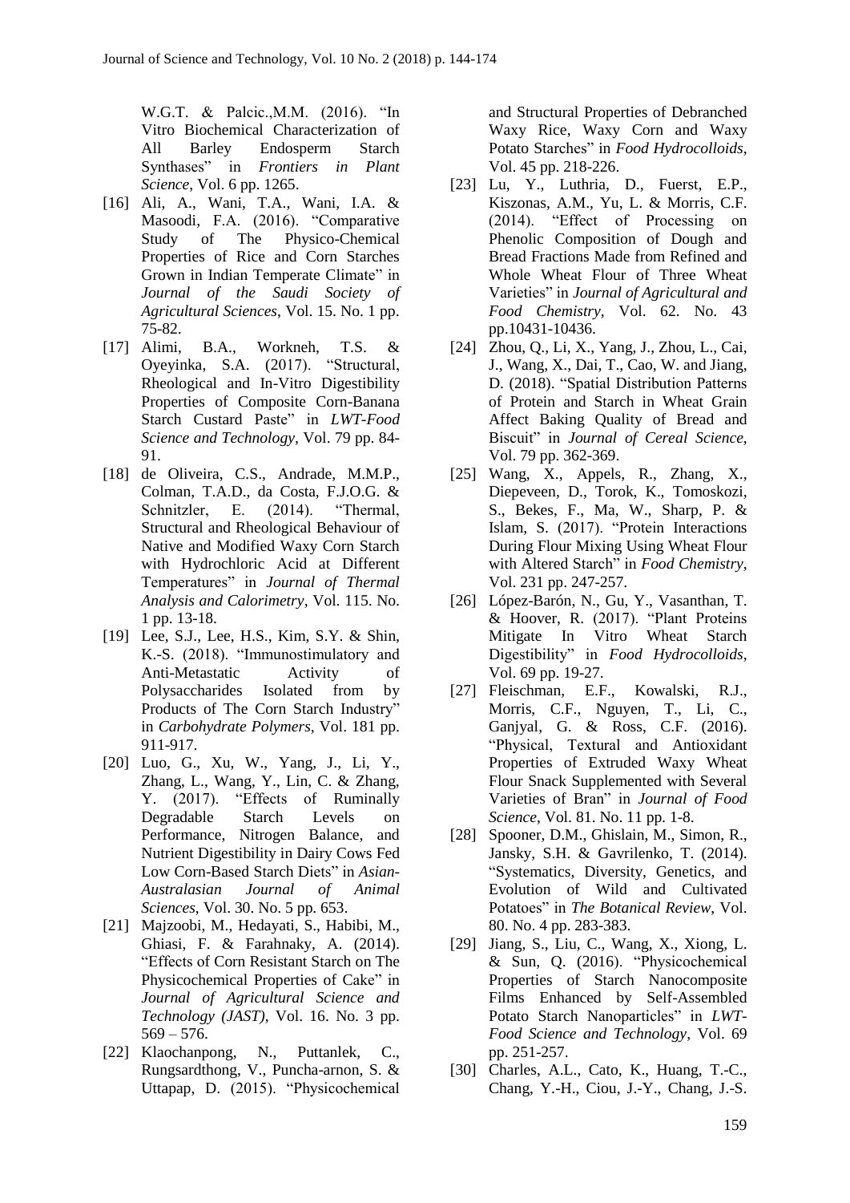W.G.T. & Palcic.,M.M. (2016). "In Vitro Biochemical Characterization of All Barley Endosperm Starch Synthases" in *Frontiers in Plant Science*, Vol. 6 pp. 1265.

[16] Ali, A., Wani, T.A., Wani, I.A. & Masoodi, F.A. (2016). "Comparative Study of The Physico-Chemical Properties of Rice and Corn Starches Grown in Indian Temperate Climate" in *Journal of the Saudi Society of Agricultural Sciences*, Vol. 15. No. 1 pp. 75-82.

[17] Alimi, B.A., Workneh, T.S. & Oyeyinka, S.A. (2017). "Structural, Rheological and In-Vitro Digestibility Properties of Composite Corn-Banana Starch Custard Paste" in *LWT-Food Science and Technology*, Vol. 79 pp. 84-91.

[18] de Oliveira, C.S., Andrade, M.M.P., Colman, T.A.D., da Costa, F.J.O.G. & Schnitzler, E. (2014). "Thermal, Structural and Rheological Behaviour of Native and Modified Waxy Corn Starch with Hydrochloric Acid at Different Temperatures" in *Journal of Thermal Analysis and Calorimetry*, Vol. 115. No. 1 pp. 13-18.

[19] Lee, S.J., Lee, H.S., Kim, S.Y. & Shin, K.-S. (2018). "Immunostimulatory and Anti-Metastatic Activity of Polysaccharides Isolated from by Products of The Corn Starch Industry" in *Carbohydrate Polymers*, Vol. 181 pp. 911-917.

[20] Luo, G., Xu, W., Yang, J., Li, Y., Zhang, L., Wang, Y., Lin, C. & Zhang, Y. (2017). "Effects of Ruminally Degradable Starch Levels on Performance, Nitrogen Balance, and Nutrient Digestibility in Dairy Cows Fed Low Corn-Based Starch Diets" in *Asian-Australasian Journal of Animal Sciences*, Vol. 30. No. 5 pp. 653.

[21] Majzoobi, M., Hedayati, S., Habibi, M., Ghiasi, F. & Farahnaky, A. (2014). "Effects of Corn Resistant Starch on The Physicochemical Properties of Cake" in *Journal of Agricultural Science and Technology (JAST)*, Vol. 16. No. 3 pp. 569 – 576.

[22] Klaochanpong, N., Puttanlek, C., Rungsardthong, V., Puncha-arnon, S. & Uttapap, D. (2015). "Physicochemical and Structural Properties of Debranched Waxy Rice, Waxy Corn and Waxy Potato Starches" in *Food Hydrocolloids*, Vol. 45 pp. 218-226.

[23] Lu, Y., Luthria, D., Fuerst, E.P., Kiszonas, A.M., Yu, L. & Morris, C.F. (2014). "Effect of Processing on Phenolic Composition of Dough and Bread Fractions Made from Refined and Whole Wheat Flour of Three Wheat Varieties" in *Journal of Agricultural and Food Chemistry*, Vol. 62. No. 43 pp.10431-10436.

[24] Zhou, Q., Li, X., Yang, J., Zhou, L., Cai, J., Wang, X., Dai, T., Cao, W. and Jiang, D. (2018). "Spatial Distribution Patterns of Protein and Starch in Wheat Grain Affect Baking Quality of Bread and Biscuit" in *Journal of Cereal Science*, Vol. 79 pp. 362-369.

[25] Wang, X., Appels, R., Zhang, X., Diepeveen, D., Torok, K., Tomoskozi, S., Bekes, F., Ma, W., Sharp, P. & Islam, S. (2017). "Protein Interactions During Flour Mixing Using Wheat Flour with Altered Starch" in *Food Chemistry*, Vol. 231 pp. 247-257.

[26] López-Barón, N., Gu, Y., Vasanthan, T. & Hoover, R. (2017). "Plant Proteins Mitigate In Vitro Wheat Starch Digestibility" in *Food Hydrocolloids*, Vol. 69 pp. 19-27.

[27] Fleischman, E.F., Kowalski, R.J., Morris, C.F., Nguyen, T., Li, C., Ganjyal, G. & Ross, C.F. (2016). "Physical, Textural and Antioxidant Properties of Extruded Waxy Wheat Flour Snack Supplemented with Several Varieties of Bran" in *Journal of Food Science*, Vol. 81. No. 11 pp. 1-8.

[28] Spooner, D.M., Ghislain, M., Simon, R., Jansky, S.H. & Gavrilenko, T. (2014). "Systematics, Diversity, Genetics, and Evolution of Wild and Cultivated Potatoes" in *The Botanical Review*, Vol. 80. No. 4 pp. 283-383.

[29] Jiang, S., Liu, C., Wang, X., Xiong, L. & Sun, Q. (2016). "Physicochemical Properties of Starch Nanocomposite Films Enhanced by Self-Assembled Potato Starch Nanoparticles" in *LWT-Food Science and Technology*, Vol. 69 pp. 251-257.

[30] Charles, A.L., Cato, K., Huang, T.-C., Chang, Y.-H., Ciou, J.-Y., Chang, J.-S.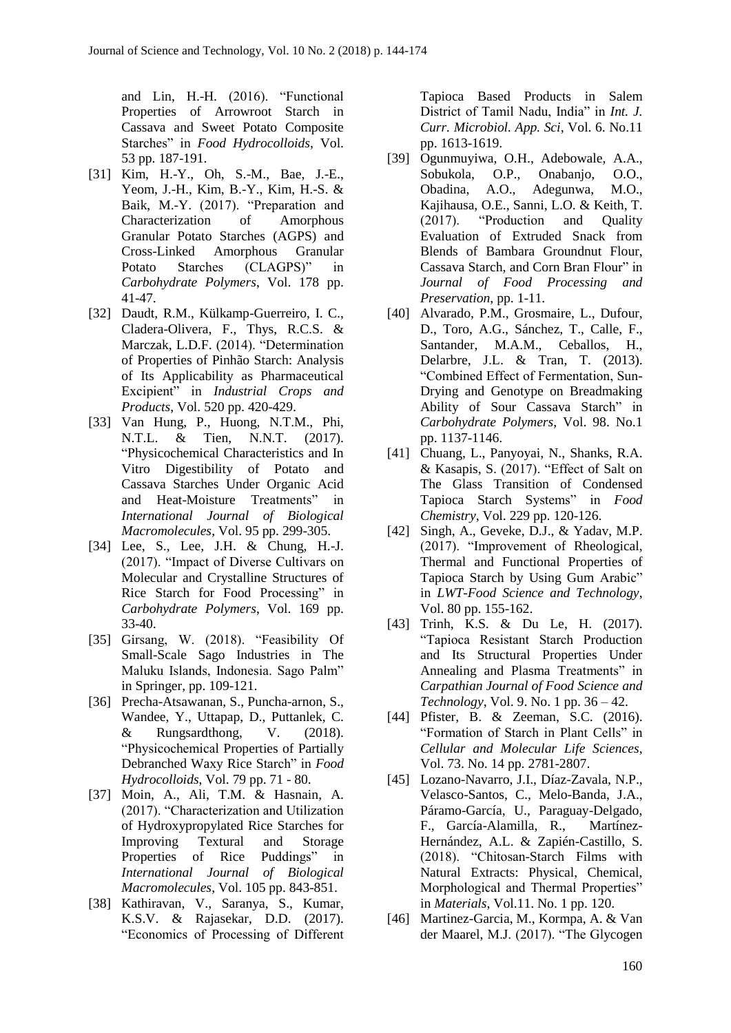and Lin, H.-H. (2016). "Functional Properties of Arrowroot Starch in Cassava and Sweet Potato Composite Starches" in *Food Hydrocolloids*, Vol. 53 pp. 187-191.

[31] Kim, H.-Y., Oh, S.-M., Bae, J.-E., Yeom, J.-H., Kim, B.-Y., Kim, H.-S. & Baik, M.-Y. (2017). "Preparation and Characterization of Amorphous Granular Potato Starches (AGPS) and Cross-Linked Amorphous Granular Potato Starches (CLAGPS)" in *Carbohydrate Polymers*, Vol. 178 pp. 41-47.

[32] Daudt, R.M., Külkamp-Guerreiro, I. C., Cladera-Olivera, F., Thys, R.C.S. & Marczak, L.D.F. (2014). "Determination of Properties of Pinhão Starch: Analysis of Its Applicability as Pharmaceutical Excipient" in *Industrial Crops and Products*, Vol. 520 pp. 420-429.

[33] Van Hung, P., Huong, N.T.M., Phi, N.T.L. & Tien, N.N.T. (2017). "Physicochemical Characteristics and In Vitro Digestibility of Potato and Cassava Starches Under Organic Acid and Heat-Moisture Treatments" in *International Journal of Biological Macromolecules*, Vol. 95 pp. 299-305.

[34] Lee, S., Lee, J.H. & Chung, H.-J. (2017). "Impact of Diverse Cultivars on Molecular and Crystalline Structures of Rice Starch for Food Processing" in *Carbohydrate Polymers*, Vol. 169 pp. 33-40.

[35] Girsang, W. (2018). "Feasibility Of Small-Scale Sago Industries in The Maluku Islands, Indonesia. Sago Palm" in Springer, pp. 109-121.

[36] Precha-Atsawanan, S., Puncha-arnon, S., Wandee, Y., Uttapap, D., Puttanlek, C. & Rungsardthong, V. (2018). "Physicochemical Properties of Partially Debranched Waxy Rice Starch" in *Food Hydrocolloids*, Vol. 79 pp. 71 - 80.

[37] Moin, A., Ali, T.M. & Hasnain, A. (2017). "Characterization and Utilization of Hydroxypropylated Rice Starches for Improving Textural and Storage Properties of Rice Puddings" in *International Journal of Biological Macromolecules*, Vol. 105 pp. 843-851.

[38] Kathiravan, V., Saranya, S., Kumar, K.S.V. & Rajasekar, D.D. (2017). "Economics of Processing of Different Tapioca Based Products in Salem District of Tamil Nadu, India" in *Int. J. Curr. Microbiol. App. Sci*, Vol. 6. No.11 pp. 1613-1619.

[39] Ogunmuyiwa, O.H., Adebowale, A.A., Sobukola, O.P., Onabanjo, O.O., Obadina, A.O., Adegunwa, M.O., Kajihausa, O.E., Sanni, L.O. & Keith, T. (2017). "Production and Quality Evaluation of Extruded Snack from Blends of Bambara Groundnut Flour, Cassava Starch, and Corn Bran Flour" in *Journal of Food Processing and Preservation*, pp. 1-11.

[40] Alvarado, P.M., Grosmaire, L., Dufour, D., Toro, A.G., Sánchez, T., Calle, F., Santander, M.A.M., Ceballos, H., Delarbre, J.L. & Tran, T. (2013). "Combined Effect of Fermentation, Sun-Drying and Genotype on Breadmaking Ability of Sour Cassava Starch" in *Carbohydrate Polymers*, Vol. 98. No.1 pp. 1137-1146.

[41] Chuang, L., Panyoyai, N., Shanks, R.A. & Kasapis, S. (2017). "Effect of Salt on The Glass Transition of Condensed Tapioca Starch Systems" in *Food Chemistry*, Vol. 229 pp. 120-126.

[42] Singh, A., Geveke, D.J., & Yadav, M.P. (2017). "Improvement of Rheological, Thermal and Functional Properties of Tapioca Starch by Using Gum Arabic" in *LWT-Food Science and Technology*, Vol. 80 pp. 155-162.

[43] Trinh, K.S. & Du Le, H. (2017). "Tapioca Resistant Starch Production and Its Structural Properties Under Annealing and Plasma Treatments" in *Carpathian Journal of Food Science and Technology*, Vol. 9. No. 1 pp. 36 – 42.

[44] Pfister, B. & Zeeman, S.C. (2016). "Formation of Starch in Plant Cells" in *Cellular and Molecular Life Sciences*, Vol. 73. No. 14 pp. 2781-2807.

[45] Lozano-Navarro, J.I., Díaz-Zavala, N.P., Velasco-Santos, C., Melo-Banda, J.A., Páramo-García, U., Paraguay-Delgado, F., García-Alamilla, R., Martínez-Hernández, A.L. & Zapién-Castillo, S. (2018). "Chitosan-Starch Films with Natural Extracts: Physical, Chemical, Morphological and Thermal Properties" in *Materials*, Vol.11. No. 1 pp. 120.

[46] Martinez-Garcia, M., Kormpa, A. & Van der Maarel, M.J. (2017). "The Glycogen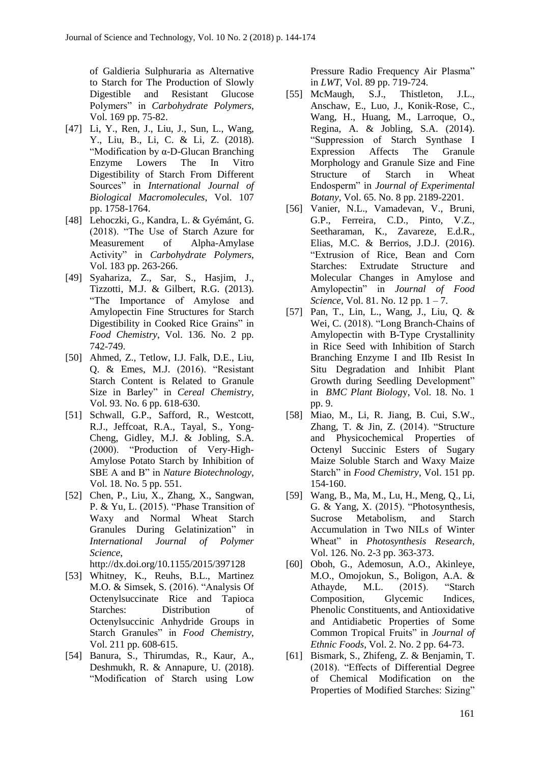of Galdieria Sulphuraria as Alternative to Starch for The Production of Slowly Digestible and Resistant Glucose Polymers" in *Carbohydrate Polymers*, Vol. 169 pp. 75-82.

[47] Li, Y., Ren, J., Liu, J., Sun, L., Wang, Y., Liu, B., Li, C. & Li, Z. (2018). "Modification by α-D-Glucan Branching Enzyme Lowers The In Vitro Digestibility of Starch From Different Sources" in *International Journal of Biological Macromolecules*, Vol. 107 pp. 1758-1764.

[48] Lehoczki, G., Kandra, L. & Gyémánt, G. (2018). "The Use of Starch Azure for Measurement of Alpha-Amylase Activity" in *Carbohydrate Polymers*, Vol. 183 pp. 263-266.

[49] Syahariza, Z., Sar, S., Hasjim, J., Tizzotti, M.J. & Gilbert, R.G. (2013). "The Importance of Amylose and Amylopectin Fine Structures for Starch Digestibility in Cooked Rice Grains" in *Food Chemistry*, Vol. 136. No. 2 pp. 742-749.

[50] Ahmed, Z., Tetlow, I.J. Falk, D.E., Liu, Q. & Emes, M.J. (2016). "Resistant Starch Content is Related to Granule Size in Barley" in *Cereal Chemistry*, Vol. 93. No. 6 pp. 618-630.

[51] Schwall, G.P., Safford, R., Westcott, R.J., Jeffcoat, R.A., Tayal, S., Yong-Cheng, Gidley, M.J. & Jobling, S.A. (2000). "Production of Very-High-Amylose Potato Starch by Inhibition of SBE A and B" in *Nature Biotechnology*, Vol. 18. No. 5 pp. 551.

[52] Chen, P., Liu, X., Zhang, X., Sangwan, P. & Yu, L. (2015). "Phase Transition of Waxy and Normal Wheat Starch Granules During Gelatinization" in *International Journal of Polymer Science*, http://dx.doi.org/10.1155/2015/397128

[53] Whitney, K., Reuhs, B.L., Martinez M.O. & Simsek, S. (2016). "Analysis Of Octenylsuccinate Rice and Tapioca Starches: Distribution of Octenylsuccinic Anhydride Groups in Starch Granules" in *Food Chemistry*, Vol. 211 pp. 608-615.

[54] Banura, S., Thirumdas, R., Kaur, A., Deshmukh, R. & Annapure, U. (2018). "Modification of Starch using Low Pressure Radio Frequency Air Plasma" in *LWT*, Vol. 89 pp. 719-724.

[55] McMaugh, S.J., Thistleton, J.L., Anschaw, E., Luo, J., Konik-Rose, C., Wang, H., Huang, M., Larroque, O., Regina, A. & Jobling, S.A. (2014). "Suppression of Starch Synthase I Expression Affects The Granule Morphology and Granule Size and Fine Structure of Starch in Wheat Endosperm" in *Journal of Experimental Botany*, Vol. 65. No. 8 pp. 2189-2201.

[56] Vanier, N.L., Vamadevan, V., Bruni, G.P., Ferreira, C.D., Pinto, V.Z., Seetharaman, K., Zavareze, E.d.R., Elias, M.C. & Berrios, J.D.J. (2016). "Extrusion of Rice, Bean and Corn Starches: Extrudate Structure and Molecular Changes in Amylose and Amylopectin" in *Journal of Food Science*, Vol. 81. No. 12 pp. 1 – 7.

[57] Pan, T., Lin, L., Wang, J., Liu, Q. & Wei, C. (2018). "Long Branch-Chains of Amylopectin with B-Type Crystallinity in Rice Seed with Inhibition of Starch Branching Enzyme I and IIb Resist In Situ Degradation and Inhibit Plant Growth during Seedling Development" in *BMC Plant Biology*, Vol. 18. No. 1 pp. 9.

[58] Miao, M., Li, R. Jiang, B. Cui, S.W., Zhang, T. & Jin, Z. (2014). "Structure and Physicochemical Properties of Octenyl Succinic Esters of Sugary Maize Soluble Starch and Waxy Maize Starch" in *Food Chemistry*, Vol. 151 pp. 154-160.

[59] Wang, B., Ma, M., Lu, H., Meng, Q., Li, G. & Yang, X. (2015). "Photosynthesis, Sucrose Metabolism, and Starch Accumulation in Two NILs of Winter Wheat" in *Photosynthesis Research*, Vol. 126. No. 2-3 pp. 363-373.

[60] Oboh, G., Ademosun, A.O., Akinleye, M.O., Omojokun, S., Boligon, A.A. & Athayde, M.L. (2015). "Starch Composition, Glycemic Indices, Phenolic Constituents, and Antioxidative and Antidiabetic Properties of Some Common Tropical Fruits" in *Journal of Ethnic Foods*, Vol. 2. No. 2 pp. 64-73.

[61] Bismark, S., Zhifeng, Z. & Benjamin, T. (2018). "Effects of Differential Degree of Chemical Modification on the Properties of Modified Starches: Sizing"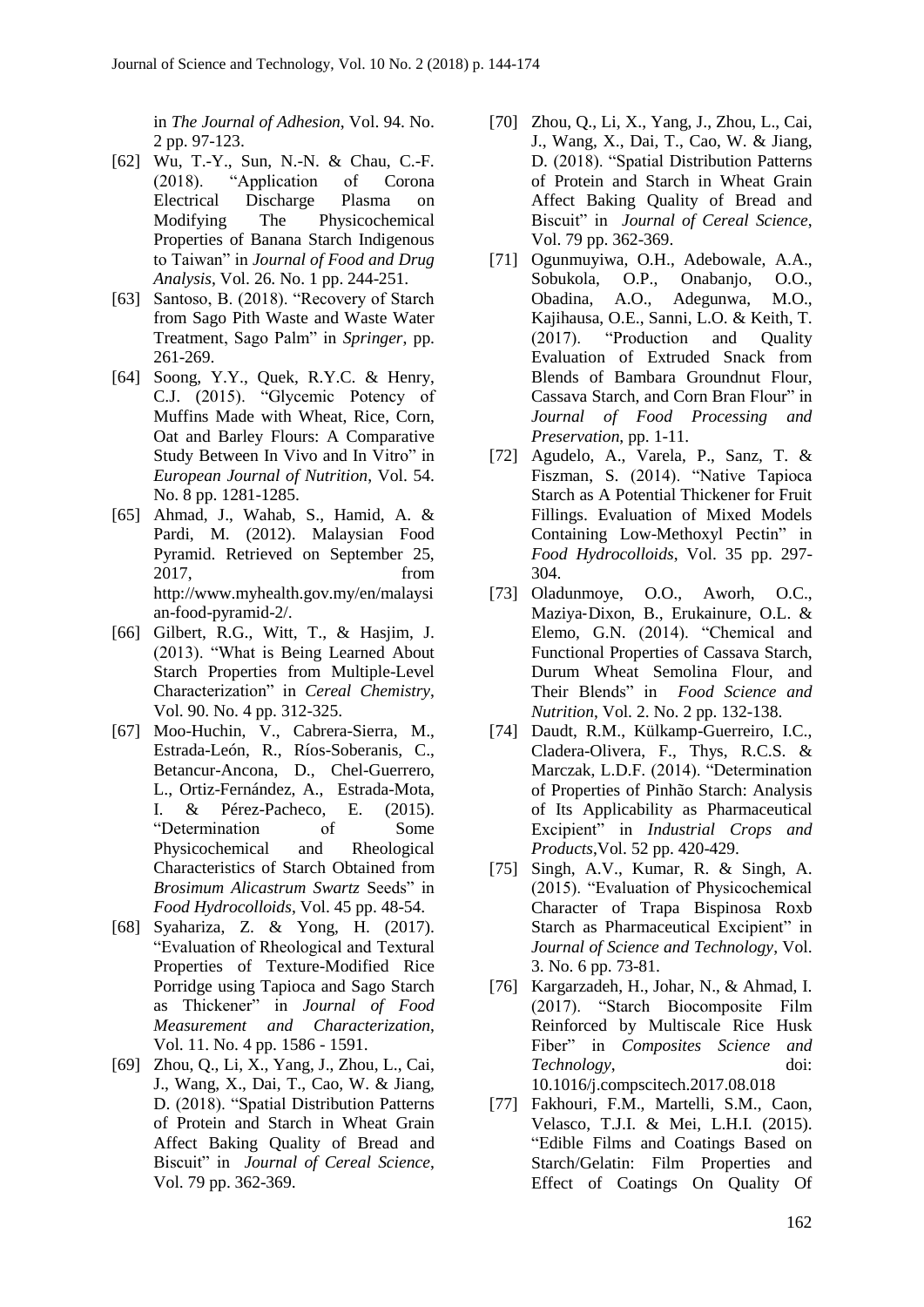in *The Journal of Adhesion*, Vol. 94. No. 2 pp. 97-123.

[62] Wu, T.-Y., Sun, N.-N. & Chau, C.-F. (2018). "Application of Corona Electrical Discharge Plasma on Modifying The Physicochemical Properties of Banana Starch Indigenous to Taiwan" in *Journal of Food and Drug Analysis*, Vol. 26. No. 1 pp. 244-251.

[63] Santoso, B. (2018). "Recovery of Starch from Sago Pith Waste and Waste Water Treatment, Sago Palm" in *Springer*, pp. 261-269.

[64] Soong, Y.Y., Quek, R.Y.C. & Henry, C.J. (2015). "Glycemic Potency of Muffins Made with Wheat, Rice, Corn, Oat and Barley Flours: A Comparative Study Between In Vivo and In Vitro" in *European Journal of Nutrition*, Vol. 54. No. 8 pp. 1281-1285.

[65] Ahmad, J., Wahab, S., Hamid, A. & Pardi, M. (2012). Malaysian Food Pyramid. Retrieved on September 25, 2017, from http://www.myhealth.gov.my/en/malaysian-food-pyramid-2/.

[66] Gilbert, R.G., Witt, T., & Hasjim, J. (2013). "What is Being Learned About Starch Properties from Multiple-Level Characterization" in *Cereal Chemistry*, Vol. 90. No. 4 pp. 312-325.

[67] Moo-Huchin, V., Cabrera-Sierra, M., Estrada-León, R., Ríos-Soberanis, C., Betancur-Ancona, D., Chel-Guerrero, L., Ortiz-Fernández, A., Estrada-Mota, I. & Pérez-Pacheco, E. (2015). "Determination of Some Physicochemical and Rheological Characteristics of Starch Obtained from *Brosimum Alicastrum Swartz* Seeds" in *Food Hydrocolloids*, Vol. 45 pp. 48-54.

[68] Syahariza, Z. & Yong, H. (2017). "Evaluation of Rheological and Textural Properties of Texture-Modified Rice Porridge using Tapioca and Sago Starch as Thickener" in *Journal of Food Measurement and Characterization*, Vol. 11. No. 4 pp. 1586 - 1591.

[69] Zhou, Q., Li, X., Yang, J., Zhou, L., Cai, J., Wang, X., Dai, T., Cao, W. & Jiang, D. (2018). "Spatial Distribution Patterns of Protein and Starch in Wheat Grain Affect Baking Quality of Bread and Biscuit" in *Journal of Cereal Science*, Vol. 79 pp. 362-369.

[70] Zhou, Q., Li, X., Yang, J., Zhou, L., Cai, J., Wang, X., Dai, T., Cao, W. & Jiang, D. (2018). "Spatial Distribution Patterns of Protein and Starch in Wheat Grain Affect Baking Quality of Bread and Biscuit" in *Journal of Cereal Science*, Vol. 79 pp. 362-369.

[71] Ogunmuyiwa, O.H., Adebowale, A.A., Sobukola, O.P., Onabanjo, O.O., Obadina, A.O., Adegunwa, M.O., Kajihausa, O.E., Sanni, L.O. & Keith, T. (2017). "Production and Quality Evaluation of Extruded Snack from Blends of Bambara Groundnut Flour, Cassava Starch, and Corn Bran Flour" in *Journal of Food Processing and Preservation*, pp. 1-11.

[72] Agudelo, A., Varela, P., Sanz, T. & Fiszman, S. (2014). "Native Tapioca Starch as A Potential Thickener for Fruit Fillings. Evaluation of Mixed Models Containing Low-Methoxyl Pectin" in *Food Hydrocolloids*, Vol. 35 pp. 297-304.

[73] Oladunmoye, O.O., Aworh, O.C., Maziya-Dixon, B., Erukainure, O.L. & Elemo, G.N. (2014). "Chemical and Functional Properties of Cassava Starch, Durum Wheat Semolina Flour, and Their Blends" in *Food Science and Nutrition*, Vol. 2. No. 2 pp. 132-138.

[74] Daudt, R.M., Külkamp-Guerreiro, I.C., Cladera-Olivera, F., Thys, R.C.S. & Marczak, L.D.F. (2014). "Determination of Properties of Pinhão Starch: Analysis of Its Applicability as Pharmaceutical Excipient" in *Industrial Crops and Products*,Vol. 52 pp. 420-429.

[75] Singh, A.V., Kumar, R. & Singh, A. (2015). "Evaluation of Physicochemical Character of Trapa Bispinosa Roxb Starch as Pharmaceutical Excipient" in *Journal of Science and Technology*, Vol. 3. No. 6 pp. 73-81.

[76] Kargarzadeh, H., Johar, N., & Ahmad, I. (2017). "Starch Biocomposite Film Reinforced by Multiscale Rice Husk Fiber" in *Composites Science and Technology*, doi: 10.1016/j.compscitech.2017.08.018

[77] Fakhouri, F.M., Martelli, S.M., Caon, Velasco, T.J.I. & Mei, L.H.I. (2015). "Edible Films and Coatings Based on Starch/Gelatin: Film Properties and Effect of Coatings On Quality Of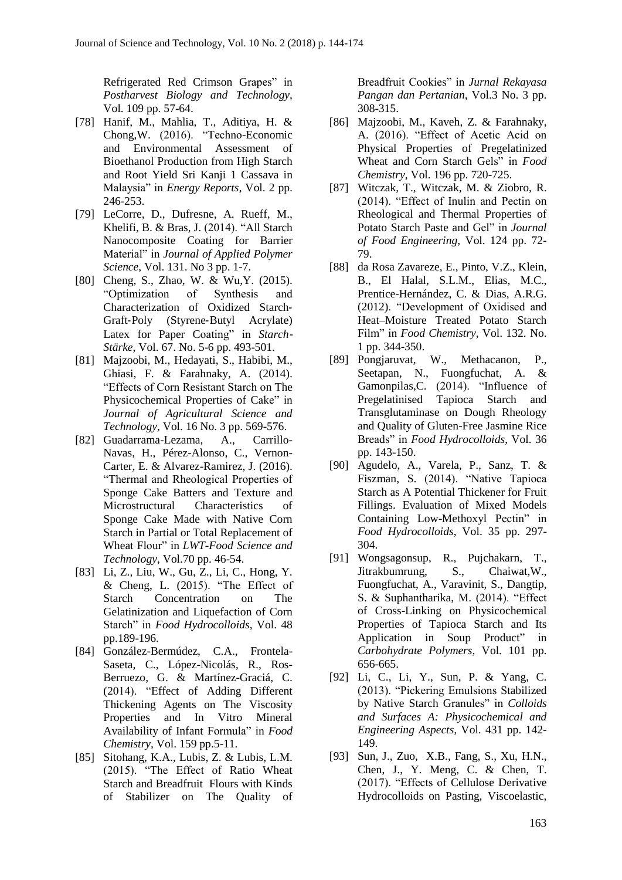Refrigerated Red Crimson Grapes" in *Postharvest Biology and Technology*, Vol. 109 pp. 57-64.

[78] Hanif, M., Mahlia, T., Aditiya, H. & Chong,W. (2016). "Techno-Economic and Environmental Assessment of Bioethanol Production from High Starch and Root Yield Sri Kanji 1 Cassava in Malaysia" in *Energy Reports*, Vol. 2 pp. 246-253.

[79] LeCorre, D., Dufresne, A. Rueff, M., Khelifi, B. & Bras, J. (2014). "All Starch Nanocomposite Coating for Barrier Material" in *Journal of Applied Polymer Science*, Vol. 131. No 3 pp. 1-7.

[80] Cheng, S., Zhao, W. & Wu,Y. (2015). "Optimization of Synthesis and Characterization of Oxidized Starch-Graft-Poly (Styrene-Butyl Acrylate) Latex for Paper Coating" in *Starch-Stärke*, Vol. 67. No. 5-6 pp. 493-501.

[81] Majzoobi, M., Hedayati, S., Habibi, M., Ghiasi, F. & Farahnaky, A. (2014). "Effects of Corn Resistant Starch on The Physicochemical Properties of Cake" in *Journal of Agricultural Science and Technology*, Vol. 16 No. 3 pp. 569-576.

[82] Guadarrama-Lezama, A., Carrillo-Navas, H., Pérez-Alonso, C., Vernon-Carter, E. & Alvarez-Ramirez, J. (2016). "Thermal and Rheological Properties of Sponge Cake Batters and Texture and Microstructural Characteristics of Sponge Cake Made with Native Corn Starch in Partial or Total Replacement of Wheat Flour" in *LWT-Food Science and Technology*, Vol.70 pp. 46-54.

[83] Li, Z., Liu, W., Gu, Z., Li, C., Hong, Y. & Cheng, L. (2015). "The Effect of Starch Concentration on The Gelatinization and Liquefaction of Corn Starch" in *Food Hydrocolloids*, Vol. 48 pp.189-196.

[84] González-Bermúdez, C.A., Frontela-Saseta, C., López-Nicolás, R., Ros-Berruezo, G. & Martínez-Graciá, C. (2014). "Effect of Adding Different Thickening Agents on The Viscosity Properties and In Vitro Mineral Availability of Infant Formula" in *Food Chemistry*, Vol. 159 pp.5-11.

[85] Sitohang, K.A., Lubis, Z. & Lubis, L.M. (2015). "The Effect of Ratio Wheat Starch and Breadfruit Flours with Kinds of Stabilizer on The Quality of Breadfruit Cookies" in *Jurnal Rekayasa Pangan dan Pertanian*, Vol.3 No. 3 pp. 308-315.

[86] Majzoobi, M., Kaveh, Z. & Farahnaky, A. (2016). "Effect of Acetic Acid on Physical Properties of Pregelatinized Wheat and Corn Starch Gels" in *Food Chemistry*, Vol. 196 pp. 720-725.

[87] Witczak, T., Witczak, M. & Ziobro, R. (2014). "Effect of Inulin and Pectin on Rheological and Thermal Properties of Potato Starch Paste and Gel" in *Journal of Food Engineering*, Vol. 124 pp. 72-79.

[88] da Rosa Zavareze, E., Pinto, V.Z., Klein, B., El Halal, S.L.M., Elias, M.C., Prentice-Hernández, C. & Dias, A.R.G. (2012). "Development of Oxidised and Heat–Moisture Treated Potato Starch Film" in *Food Chemistry*, Vol. 132. No. 1 pp. 344-350.

[89] Pongjaruvat, W., Methacanon, P., Seetapan, N., Fuongfuchat, A. & Gamonpilas,C. (2014). "Influence of Pregelatinised Tapioca Starch and Transglutaminase on Dough Rheology and Quality of Gluten-Free Jasmine Rice Breads" in *Food Hydrocolloids*, Vol. 36 pp. 143-150.

[90] Agudelo, A., Varela, P., Sanz, T. & Fiszman, S. (2014). "Native Tapioca Starch as A Potential Thickener for Fruit Fillings. Evaluation of Mixed Models Containing Low-Methoxyl Pectin" in *Food Hydrocolloids*, Vol. 35 pp. 297-304.

[91] Wongsagonsup, R., Pujchakarn, T., Jitrakbumrung, S., Chaiwat,W., Fuongfuchat, A., Varavinit, S., Dangtip, S. & Suphantharika, M. (2014). "Effect of Cross-Linking on Physicochemical Properties of Tapioca Starch and Its Application in Soup Product" in *Carbohydrate Polymers*, Vol. 101 pp. 656-665.

[92] Li, C., Li, Y., Sun, P. & Yang, C. (2013). "Pickering Emulsions Stabilized by Native Starch Granules" in *Colloids and Surfaces A: Physicochemical and Engineering Aspects*, Vol. 431 pp. 142-149.

[93] Sun, J., Zuo, X.B., Fang, S., Xu, H.N., Chen, J., Y. Meng, C. & Chen, T. (2017). "Effects of Cellulose Derivative Hydrocolloids on Pasting, Viscoelastic,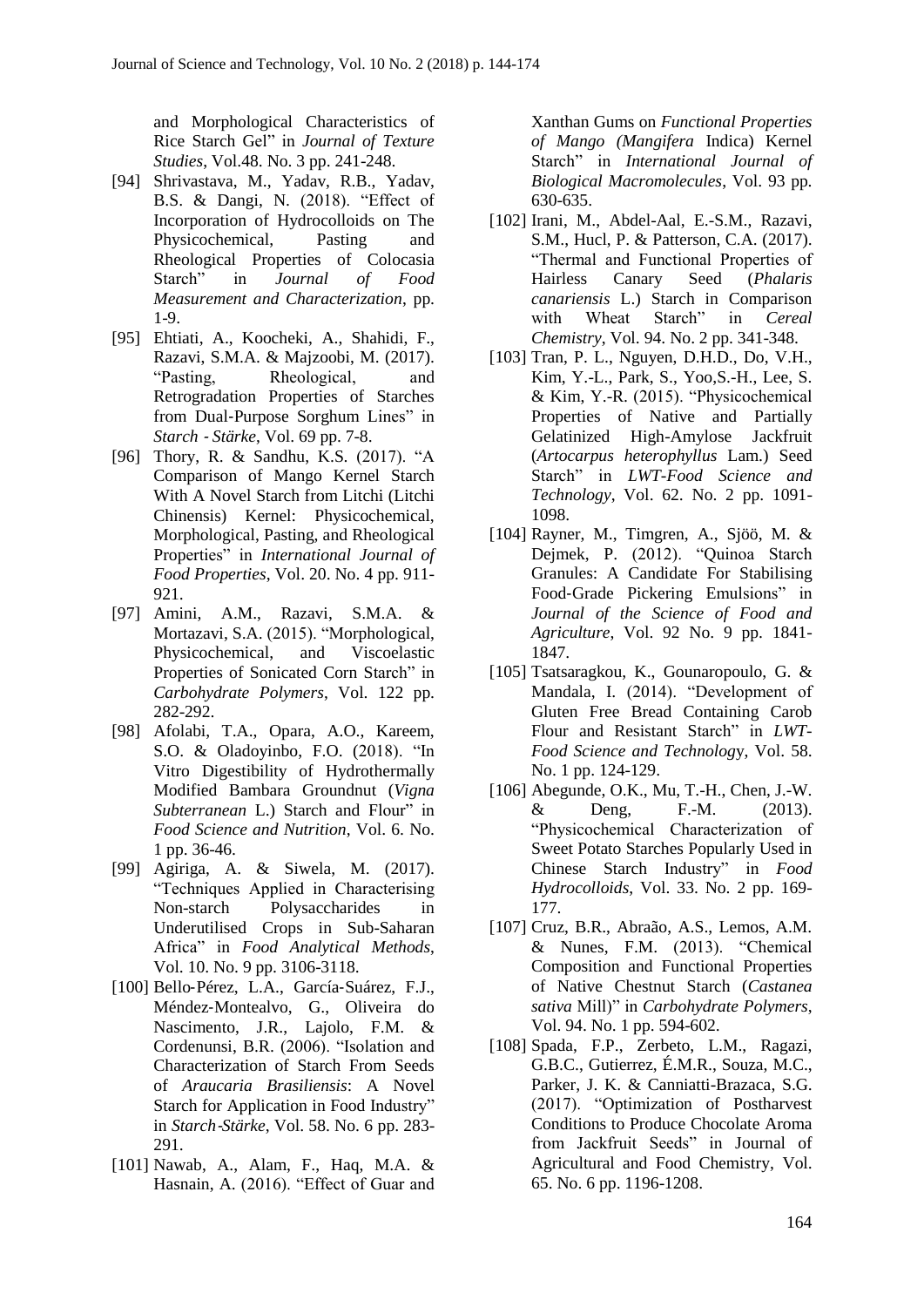and Morphological Characteristics of Rice Starch Gel" in *Journal of Texture Studies*, Vol.48. No. 3 pp. 241-248.

[94] Shrivastava, M., Yadav, R.B., Yadav, B.S. & Dangi, N. (2018). "Effect of Incorporation of Hydrocolloids on The Physicochemical, Pasting and Rheological Properties of Colocasia Starch" in *Journal of Food Measurement and Characterization*, pp. 1-9.

[95] Ehtiati, A., Koocheki, A., Shahidi, F., Razavi, S.M.A. & Majzoobi, M. (2017). "Pasting, Rheological, and Retrogradation Properties of Starches from Dual‐Purpose Sorghum Lines" in *Starch ‐ Stärke*, Vol. 69 pp. 7-8.

[96] Thory, R. & Sandhu, K.S. (2017). "A Comparison of Mango Kernel Starch With A Novel Starch from Litchi (Litchi Chinensis) Kernel: Physicochemical, Morphological, Pasting, and Rheological Properties" in *International Journal of Food Properties*, Vol. 20. No. 4 pp. 911-921.

[97] Amini, A.M., Razavi, S.M.A. & Mortazavi, S.A. (2015). "Morphological, Physicochemical, and Viscoelastic Properties of Sonicated Corn Starch" in *Carbohydrate Polymers*, Vol. 122 pp. 282-292.

[98] Afolabi, T.A., Opara, A.O., Kareem, S.O. & Oladoyinbo, F.O. (2018). "In Vitro Digestibility of Hydrothermally Modified Bambara Groundnut (*Vigna Subterranean* L.) Starch and Flour" in *Food Science and Nutrition*, Vol. 6. No. 1 pp. 36-46.

[99] Agiriga, A. & Siwela, M. (2017). "Techniques Applied in Characterising Non-starch Polysaccharides in Underutilised Crops in Sub-Saharan Africa" in *Food Analytical Methods*, Vol. 10. No. 9 pp. 3106-3118.

[100] Bello‐Pérez, L.A., García‐Suárez, F.J., Méndez‐Montealvo, G., Oliveira do Nascimento, J.R., Lajolo, F.M. & Cordenunsi, B.R. (2006). "Isolation and Characterization of Starch From Seeds of *Araucaria Brasiliensis*: A Novel Starch for Application in Food Industry" in *Starch‐Stärke*, Vol. 58. No. 6 pp. 283-291.

[101] Nawab, A., Alam, F., Haq, M.A. & Hasnain, A. (2016). "Effect of Guar and Xanthan Gums on *Functional Properties of Mango (Mangifera* Indica) Kernel Starch" in *International Journal of Biological Macromolecules*, Vol. 93 pp. 630-635.

[102] Irani, M., Abdel-Aal, E.-S.M., Razavi, S.M., Hucl, P. & Patterson, C.A. (2017). "Thermal and Functional Properties of Hairless Canary Seed (*Phalaris canariensis* L.) Starch in Comparison with Wheat Starch" in *Cereal Chemistry*, Vol. 94. No. 2 pp. 341-348.

[103] Tran, P. L., Nguyen, D.H.D., Do, V.H., Kim, Y.-L., Park, S., Yoo,S.-H., Lee, S. & Kim, Y.-R. (2015). "Physicochemical Properties of Native and Partially Gelatinized High-Amylose Jackfruit (*Artocarpus heterophyllus* Lam.) Seed Starch" in *LWT-Food Science and Technology*, Vol. 62. No. 2 pp. 1091-1098.

[104] Rayner, M., Timgren, A., Sjöö, M. & Dejmek, P. (2012). "Quinoa Starch Granules: A Candidate For Stabilising Food‐Grade Pickering Emulsions" in *Journal of the Science of Food and Agriculture*, Vol. 92 No. 9 pp. 1841-1847.

[105] Tsatsaragkou, K., Gounaropoulo, G. & Mandala, I. (2014). "Development of Gluten Free Bread Containing Carob Flour and Resistant Starch" in *LWT-Food Science and Technology*, Vol. 58. No. 1 pp. 124-129.

[106] Abegunde, O.K., Mu, T.-H., Chen, J.-W. & Deng, F.-M. (2013). "Physicochemical Characterization of Sweet Potato Starches Popularly Used in Chinese Starch Industry" in *Food Hydrocolloids*, Vol. 33. No. 2 pp. 169-177.

[107] Cruz, B.R., Abraão, A.S., Lemos, A.M. & Nunes, F.M. (2013). "Chemical Composition and Functional Properties of Native Chestnut Starch (*Castanea sativa* Mill)" in *Carbohydrate Polymers*, Vol. 94. No. 1 pp. 594-602.

[108] Spada, F.P., Zerbeto, L.M., Ragazi, G.B.C., Gutierrez, É.M.R., Souza, M.C., Parker, J. K. & Canniatti-Brazaca, S.G. (2017). "Optimization of Postharvest Conditions to Produce Chocolate Aroma from Jackfruit Seeds" in Journal of Agricultural and Food Chemistry, Vol. 65. No. 6 pp. 1196-1208.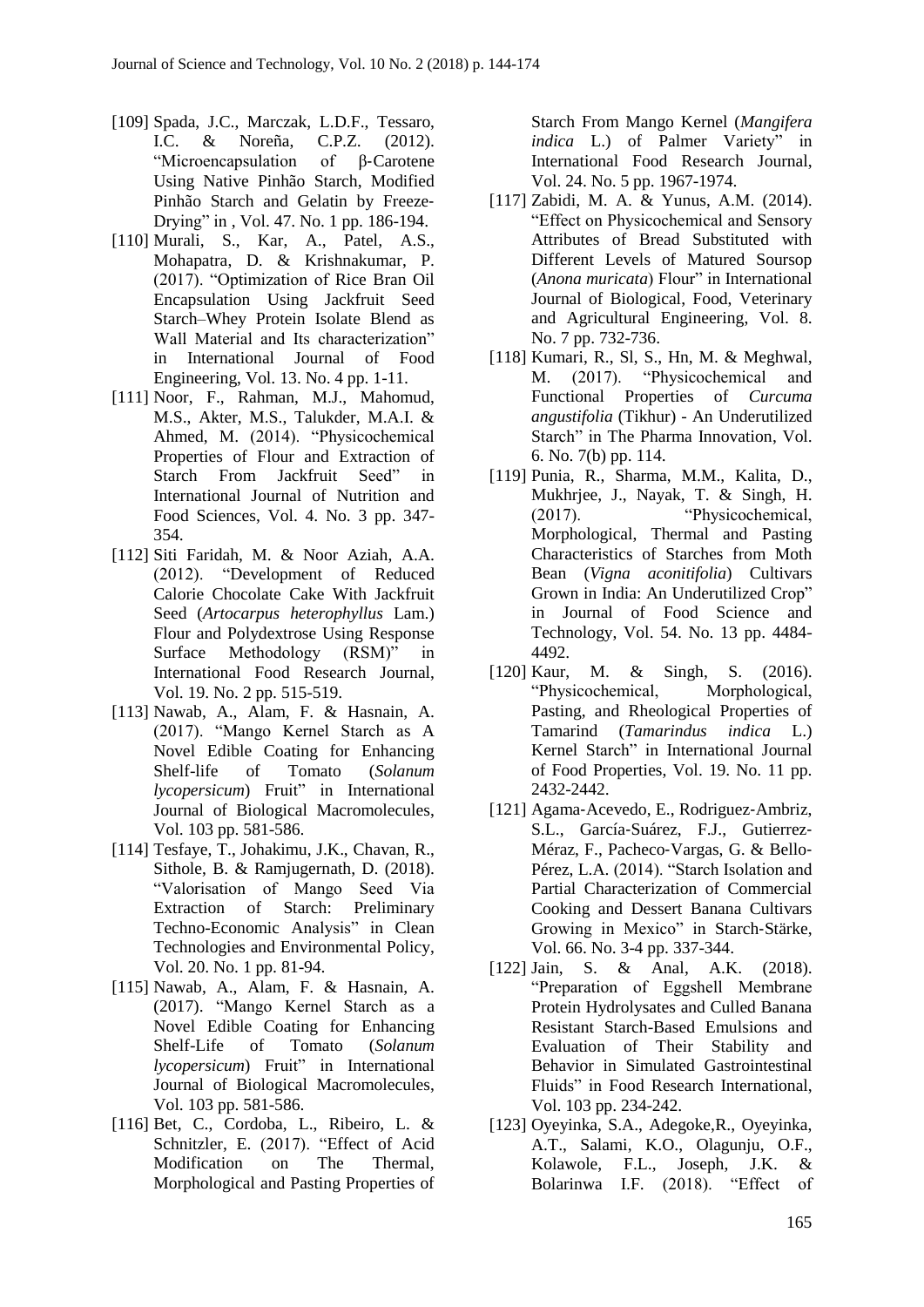[109] Spada, J.C., Marczak, L.D.F., Tessaro, I.C. & Noreña, C.P.Z. (2012). "Microencapsulation of β-Carotene Using Native Pinhão Starch, Modified Pinhão Starch and Gelatin by Freeze-Drying" in , Vol. 47. No. 1 pp. 186-194.

[110] Murali, S., Kar, A., Patel, A.S., Mohapatra, D. & Krishnakumar, P. (2017). "Optimization of Rice Bran Oil Encapsulation Using Jackfruit Seed Starch–Whey Protein Isolate Blend as Wall Material and Its characterization" in International Journal of Food Engineering, Vol. 13. No. 4 pp. 1-11.

[111] Noor, F., Rahman, M.J., Mahomud, M.S., Akter, M.S., Talukder, M.A.I. & Ahmed, M. (2014). "Physicochemical Properties of Flour and Extraction of Starch From Jackfruit Seed" in International Journal of Nutrition and Food Sciences, Vol. 4. No. 3 pp. 347-354.

[112] Siti Faridah, M. & Noor Aziah, A.A. (2012). "Development of Reduced Calorie Chocolate Cake With Jackfruit Seed (*Artocarpus heterophyllus* Lam.) Flour and Polydextrose Using Response Surface Methodology (RSM)" in International Food Research Journal, Vol. 19. No. 2 pp. 515-519.

[113] Nawab, A., Alam, F. & Hasnain, A. (2017). "Mango Kernel Starch as A Novel Edible Coating for Enhancing Shelf-life of Tomato (*Solanum lycopersicum*) Fruit" in International Journal of Biological Macromolecules, Vol. 103 pp. 581-586.

[114] Tesfaye, T., Johakimu, J.K., Chavan, R., Sithole, B. & Ramjugernath, D. (2018). "Valorisation of Mango Seed Via Extraction of Starch: Preliminary Techno-Economic Analysis" in Clean Technologies and Environmental Policy, Vol. 20. No. 1 pp. 81-94.

[115] Nawab, A., Alam, F. & Hasnain, A. (2017). "Mango Kernel Starch as a Novel Edible Coating for Enhancing Shelf-Life of Tomato (*Solanum lycopersicum*) Fruit" in International Journal of Biological Macromolecules, Vol. 103 pp. 581-586.

[116] Bet, C., Cordoba, L., Ribeiro, L. & Schnitzler, E. (2017). "Effect of Acid Modification on The Thermal, Morphological and Pasting Properties of Starch From Mango Kernel (*Mangifera indica* L.) of Palmer Variety" in International Food Research Journal, Vol. 24. No. 5 pp. 1967-1974.

[117] Zabidi, M. A. & Yunus, A.M. (2014). "Effect on Physicochemical and Sensory Attributes of Bread Substituted with Different Levels of Matured Soursop (*Anona muricata*) Flour" in International Journal of Biological, Food, Veterinary and Agricultural Engineering, Vol. 8. No. 7 pp. 732-736.

[118] Kumari, R., Sl, S., Hn, M. & Meghwal, M. (2017). "Physicochemical and Functional Properties of *Curcuma angustifolia* (Tikhur) - An Underutilized Starch" in The Pharma Innovation, Vol. 6. No. 7(b) pp. 114.

[119] Punia, R., Sharma, M.M., Kalita, D., Mukhrjee, J., Nayak, T. & Singh, H. (2017). "Physicochemical, Morphological, Thermal and Pasting Characteristics of Starches from Moth Bean (*Vigna aconitifolia*) Cultivars Grown in India: An Underutilized Crop" in Journal of Food Science and Technology, Vol. 54. No. 13 pp. 4484-4492.

[120] Kaur, M. & Singh, S. (2016). "Physicochemical, Morphological, Pasting, and Rheological Properties of Tamarind (*Tamarindus indica* L.) Kernel Starch" in International Journal of Food Properties, Vol. 19. No. 11 pp. 2432-2442.

[121] Agama-Acevedo, E., Rodriguez-Ambriz, S.L., García-Suárez, F.J., Gutierrez-Méraz, F., Pacheco-Vargas, G. & Bello-Pérez, L.A. (2014). "Starch Isolation and Partial Characterization of Commercial Cooking and Dessert Banana Cultivars Growing in Mexico" in Starch-Stärke, Vol. 66. No. 3-4 pp. 337-344.

[122] Jain, S. & Anal, A.K. (2018). "Preparation of Eggshell Membrane Protein Hydrolysates and Culled Banana Resistant Starch-Based Emulsions and Evaluation of Their Stability and Behavior in Simulated Gastrointestinal Fluids" in Food Research International, Vol. 103 pp. 234-242.

[123] Oyeyinka, S.A., Adegoke,R., Oyeyinka, A.T., Salami, K.O., Olagunju, O.F., Kolawole, F.L., Joseph, J.K. & Bolarinwa I.F. (2018). "Effect of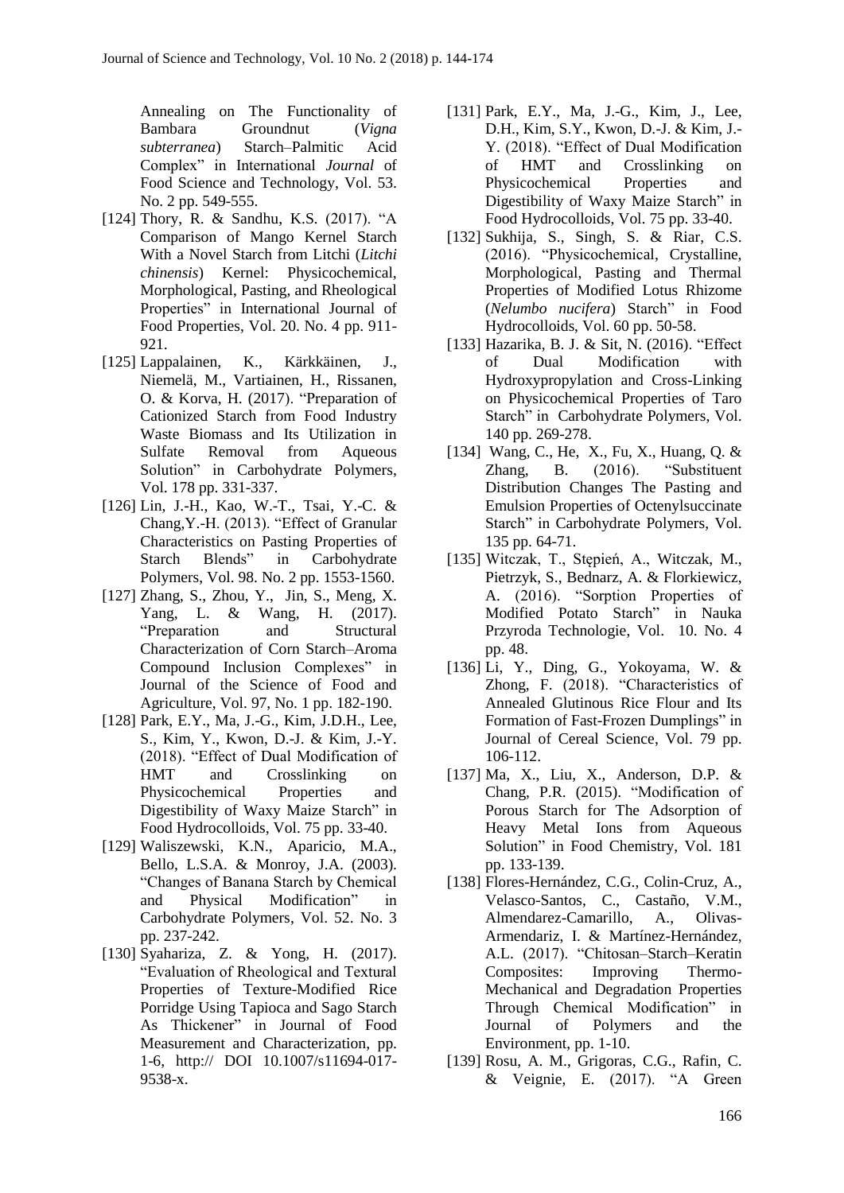Annealing on The Functionality of Bambara Groundnut (*Vigna subterranea*) Starch–Palmitic Acid Complex" in International *Journal* of Food Science and Technology, Vol. 53. No. 2 pp. 549-555.

[124] Thory, R. & Sandhu, K.S. (2017). "A Comparison of Mango Kernel Starch With a Novel Starch from Litchi (*Litchi chinensis*) Kernel: Physicochemical, Morphological, Pasting, and Rheological Properties" in International Journal of Food Properties, Vol. 20. No. 4 pp. 911-921.

[125] Lappalainen, K., Kärkkäinen, J., Niemelä, M., Vartiainen, H., Rissanen, O. & Korva, H. (2017). "Preparation of Cationized Starch from Food Industry Waste Biomass and Its Utilization in Sulfate Removal from Aqueous Solution" in Carbohydrate Polymers, Vol. 178 pp. 331-337.

[126] Lin, J.-H., Kao, W.-T., Tsai, Y.-C. & Chang,Y.-H. (2013). "Effect of Granular Characteristics on Pasting Properties of Starch Blends" in Carbohydrate Polymers, Vol. 98. No. 2 pp. 1553-1560.

[127] Zhang, S., Zhou, Y., Jin, S., Meng, X. Yang, L. & Wang, H. (2017). "Preparation and Structural Characterization of Corn Starch–Aroma Compound Inclusion Complexes" in Journal of the Science of Food and Agriculture, Vol. 97, No. 1 pp. 182-190.

[128] Park, E.Y., Ma, J.-G., Kim, J.D.H., Lee, S., Kim, Y., Kwon, D.-J. & Kim, J.-Y. (2018). "Effect of Dual Modification of HMT and Crosslinking on Physicochemical Properties and Digestibility of Waxy Maize Starch" in Food Hydrocolloids, Vol. 75 pp. 33-40.

[129] Waliszewski, K.N., Aparicio, M.A., Bello, L.S.A. & Monroy, J.A. (2003). "Changes of Banana Starch by Chemical and Physical Modification" in Carbohydrate Polymers, Vol. 52. No. 3 pp. 237-242.

[130] Syahariza, Z. & Yong, H. (2017). "Evaluation of Rheological and Textural Properties of Texture-Modified Rice Porridge Using Tapioca and Sago Starch As Thickener" in Journal of Food Measurement and Characterization, pp. 1-6, http:// DOI 10.1007/s11694-017-9538-x.

[131] Park, E.Y., Ma, J.-G., Kim, J., Lee, D.H., Kim, S.Y., Kwon, D.-J. & Kim, J.-Y. (2018). "Effect of Dual Modification of HMT and Crosslinking on Physicochemical Properties and Digestibility of Waxy Maize Starch" in Food Hydrocolloids, Vol. 75 pp. 33-40.

[132] Sukhija, S., Singh, S. & Riar, C.S. (2016). "Physicochemical, Crystalline, Morphological, Pasting and Thermal Properties of Modified Lotus Rhizome (*Nelumbo nucifera*) Starch" in Food Hydrocolloids, Vol. 60 pp. 50-58.

[133] Hazarika, B. J. & Sit, N. (2016). "Effect of Dual Modification with Hydroxypropylation and Cross-Linking on Physicochemical Properties of Taro Starch" in Carbohydrate Polymers, Vol. 140 pp. 269-278.

[134] Wang, C., He, X., Fu, X., Huang, Q. & Zhang, B. (2016). "Substituent Distribution Changes The Pasting and Emulsion Properties of Octenylsuccinate Starch" in Carbohydrate Polymers, Vol. 135 pp. 64-71.

[135] Witczak, T., Stępień, A., Witczak, M., Pietrzyk, S., Bednarz, A. & Florkiewicz, A. (2016). "Sorption Properties of Modified Potato Starch" in Nauka Przyroda Technologie, Vol. 10. No. 4 pp. 48.

[136] Li, Y., Ding, G., Yokoyama, W. & Zhong, F. (2018). "Characteristics of Annealed Glutinous Rice Flour and Its Formation of Fast-Frozen Dumplings" in Journal of Cereal Science, Vol. 79 pp. 106-112.

[137] Ma, X., Liu, X., Anderson, D.P. & Chang, P.R. (2015). "Modification of Porous Starch for The Adsorption of Heavy Metal Ions from Aqueous Solution" in Food Chemistry, Vol. 181 pp. 133-139.

[138] Flores-Hernández, C.G., Colin-Cruz, A., Velasco-Santos, C., Castaño, V.M., Almendarez-Camarillo, A., Olivas-Armendariz, I. & Martínez-Hernández, A.L. (2017). "Chitosan–Starch–Keratin Composites: Improving Thermo-Mechanical and Degradation Properties Through Chemical Modification" in Journal of Polymers and the Environment, pp. 1-10.

[139] Rosu, A. M., Grigoras, C.G., Rafin, C. & Veignie, E. (2017). "A Green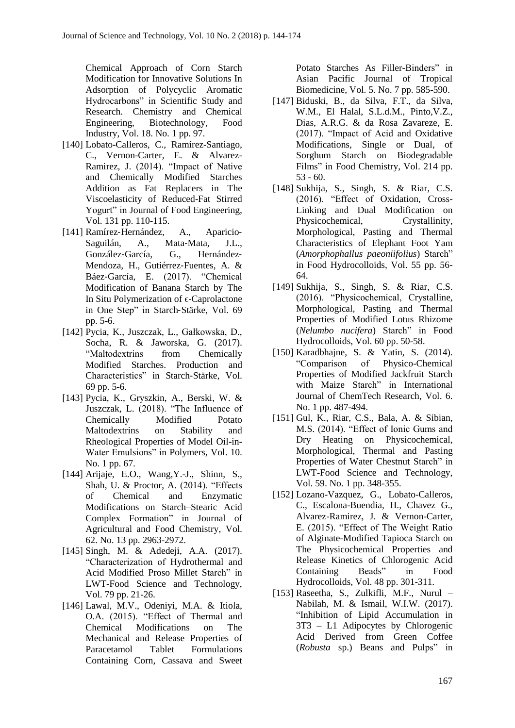Chemical Approach of Corn Starch Modification for Innovative Solutions In Adsorption of Polycyclic Aromatic Hydrocarbons" in Scientific Study and Research. Chemistry and Chemical Engineering, Biotechnology, Food Industry, Vol. 18. No. 1 pp. 97.

[140] Lobato-Calleros, C., Ramírez-Santiago, C., Vernon-Carter, E. & Alvarez-Ramirez, J. (2014). "Impact of Native and Chemically Modified Starches Addition as Fat Replacers in The Viscoelasticity of Reduced-Fat Stirred Yogurt" in Journal of Food Engineering, Vol. 131 pp. 110-115.

[141] Ramírez‐Hernández, A., Aparicio‐Saguilán, A., Mata‐Mata, J.L., González‐García, G., Hernández‐Mendoza, H., Gutiérrez‐Fuentes, A. & Báez‐García, E. (2017). "Chemical Modification of Banana Starch by The In Situ Polymerization of ϵ‐Caprolactone in One Step" in Starch‐Stärke, Vol. 69 pp. 5-6.

[142] Pycia, K., Juszczak, L., Gałkowska, D., Socha, R. & Jaworska, G. (2017). "Maltodextrins from Chemically Modified Starches. Production and Characteristics" in Starch‐Stärke, Vol. 69 pp. 5-6.

[143] Pycia, K., Gryszkin, A., Berski, W. & Juszczak, L. (2018). "The Influence of Chemically Modified Potato Maltodextrins on Stability and Rheological Properties of Model Oil-in-Water Emulsions" in Polymers, Vol. 10. No. 1 pp. 67.

[144] Arijaje, E.O., Wang,Y.-J., Shinn, S., Shah, U. & Proctor, A. (2014). "Effects of Chemical and Enzymatic Modifications on Starch–Stearic Acid Complex Formation" in Journal of Agricultural and Food Chemistry, Vol. 62. No. 13 pp. 2963-2972.

[145] Singh, M. & Adedeji, A.A. (2017). "Characterization of Hydrothermal and Acid Modified Proso Millet Starch" in LWT-Food Science and Technology, Vol. 79 pp. 21-26.

[146] Lawal, M.V., Odeniyi, M.A. & Itiola, O.A. (2015). "Effect of Thermal and Chemical Modifications on The Mechanical and Release Properties of Paracetamol Tablet Formulations Containing Corn, Cassava and Sweet Potato Starches As Filler-Binders" in Asian Pacific Journal of Tropical Biomedicine, Vol. 5. No. 7 pp. 585-590.

[147] Biduski, B., da Silva, F.T., da Silva, W.M., El Halal, S.L.d.M., Pinto,V.Z., Dias, A.R.G. & da Rosa Zavareze, E. (2017). "Impact of Acid and Oxidative Modifications, Single or Dual, of Sorghum Starch on Biodegradable Films" in Food Chemistry, Vol. 214 pp. 53 - 60.

[148] Sukhija, S., Singh, S. & Riar, C.S. (2016). "Effect of Oxidation, Cross-Linking and Dual Modification on Physicochemical, Crystallinity, Morphological, Pasting and Thermal Characteristics of Elephant Foot Yam (*Amorphophallus paeoniifolius*) Starch" in Food Hydrocolloids, Vol. 55 pp. 56-64.

[149] Sukhija, S., Singh, S. & Riar, C.S. (2016). "Physicochemical, Crystalline, Morphological, Pasting and Thermal Properties of Modified Lotus Rhizome (*Nelumbo nucifera*) Starch" in Food Hydrocolloids, Vol. 60 pp. 50-58.

[150] Karadbhajne, S. & Yatin, S. (2014). "Comparison of Physico-Chemical Properties of Modified Jackfruit Starch with Maize Starch" in International Journal of ChemTech Research, Vol. 6. No. 1 pp. 487-494.

[151] Gul, K., Riar, C.S., Bala, A. & Sibian, M.S. (2014). "Effect of Ionic Gums and Dry Heating on Physicochemical, Morphological, Thermal and Pasting Properties of Water Chestnut Starch" in LWT-Food Science and Technology, Vol. 59. No. 1 pp. 348-355.

[152] Lozano-Vazquez, G., Lobato-Calleros, C., Escalona-Buendia, H., Chavez G., Alvarez-Ramirez, J. & Vernon-Carter, E. (2015). "Effect of The Weight Ratio of Alginate-Modified Tapioca Starch on The Physicochemical Properties and Release Kinetics of Chlorogenic Acid Containing Beads" in Food Hydrocolloids, Vol. 48 pp. 301-311.

[153] Raseetha, S., Zulkifli, M.F., Nurul – Nabilah, M. & Ismail, W.I.W. (2017). "Inhibition of Lipid Accumulation in 3T3 – L1 Adipocytes by Chlorogenic Acid Derived from Green Coffee (*Robusta* sp.) Beans and Pulps" in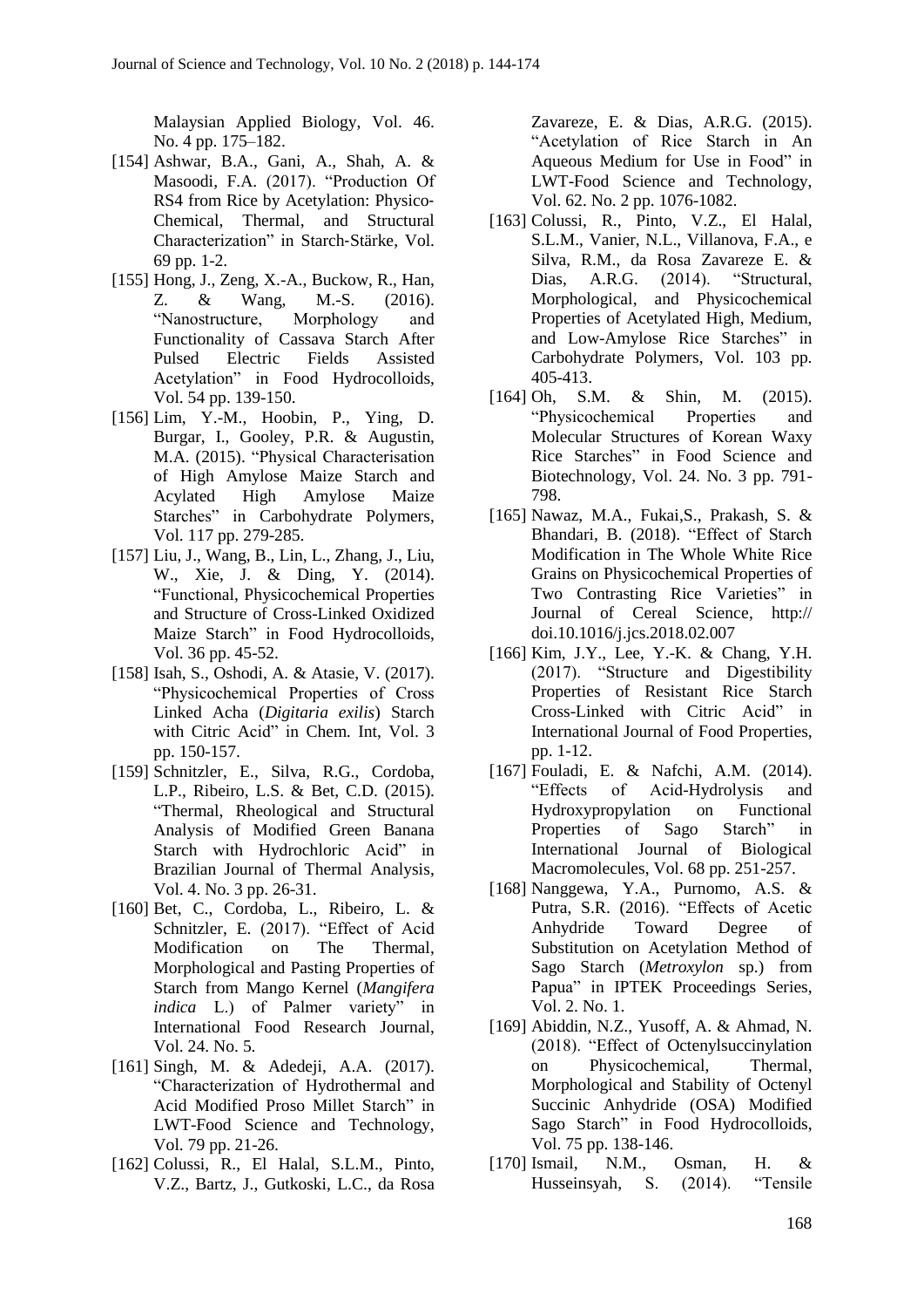Malaysian Applied Biology, Vol. 46. No. 4 pp. 175–182.

[154] Ashwar, B.A., Gani, A., Shah, A. & Masoodi, F.A. (2017). “Production Of RS4 from Rice by Acetylation: Physico-Chemical, Thermal, and Structural Characterization” in Starch-Stärke, Vol. 69 pp. 1-2.

[155] Hong, J., Zeng, X.-A., Buckow, R., Han, Z. & Wang, M.-S. (2016). “Nanostructure, Morphology and Functionality of Cassava Starch After Pulsed Electric Fields Assisted Acetylation” in Food Hydrocolloids, Vol. 54 pp. 139-150.

[156] Lim, Y.-M., Hoobin, P., Ying, D. Burgar, I., Gooley, P.R. & Augustin, M.A. (2015). “Physical Characterisation of High Amylose Maize Starch and Acylated High Amylose Maize Starches” in Carbohydrate Polymers, Vol. 117 pp. 279-285.

[157] Liu, J., Wang, B., Lin, L., Zhang, J., Liu, W., Xie, J. & Ding, Y. (2014). “Functional, Physicochemical Properties and Structure of Cross-Linked Oxidized Maize Starch” in Food Hydrocolloids, Vol. 36 pp. 45-52.

[158] Isah, S., Oshodi, A. & Atasie, V. (2017). “Physicochemical Properties of Cross Linked Acha (*Digitaria exilis*) Starch with Citric Acid” in Chem. Int, Vol. 3 pp. 150-157.

[159] Schnitzler, E., Silva, R.G., Cordoba, L.P., Ribeiro, L.S. & Bet, C.D. (2015). “Thermal, Rheological and Structural Analysis of Modified Green Banana Starch with Hydrochloric Acid” in Brazilian Journal of Thermal Analysis, Vol. 4. No. 3 pp. 26-31.

[160] Bet, C., Cordoba, L., Ribeiro, L. & Schnitzler, E. (2017). “Effect of Acid Modification on The Thermal, Morphological and Pasting Properties of Starch from Mango Kernel (*Mangifera indica* L.) of Palmer variety” in International Food Research Journal, Vol. 24. No. 5.

[161] Singh, M. & Adedeji, A.A. (2017). “Characterization of Hydrothermal and Acid Modified Proso Millet Starch” in LWT-Food Science and Technology, Vol. 79 pp. 21-26.

[162] Colussi, R., El Halal, S.L.M., Pinto, V.Z., Bartz, J., Gutkoski, L.C., da Rosa Zavareze, E. & Dias, A.R.G. (2015). “Acetylation of Rice Starch in An Aqueous Medium for Use in Food” in LWT-Food Science and Technology, Vol. 62. No. 2 pp. 1076-1082.

[163] Colussi, R., Pinto, V.Z., El Halal, S.L.M., Vanier, N.L., Villanova, F.A., e Silva, R.M., da Rosa Zavareze E. & Dias, A.R.G. (2014). “Structural, Morphological, and Physicochemical Properties of Acetylated High, Medium, and Low-Amylose Rice Starches” in Carbohydrate Polymers, Vol. 103 pp. 405-413.

[164] Oh, S.M. & Shin, M. (2015). “Physicochemical Properties and Molecular Structures of Korean Waxy Rice Starches” in Food Science and Biotechnology, Vol. 24. No. 3 pp. 791-798.

[165] Nawaz, M.A., Fukai,S., Prakash, S. & Bhandari, B. (2018). “Effect of Starch Modification in The Whole White Rice Grains on Physicochemical Properties of Two Contrasting Rice Varieties” in Journal of Cereal Science, http:// doi.10.1016/j.jcs.2018.02.007

[166] Kim, J.Y., Lee, Y.-K. & Chang, Y.H. (2017). “Structure and Digestibility Properties of Resistant Rice Starch Cross-Linked with Citric Acid” in International Journal of Food Properties, pp. 1-12.

[167] Fouladi, E. & Nafchi, A.M. (2014). “Effects of Acid-Hydrolysis and Hydroxypropylation on Functional Properties of Sago Starch” in International Journal of Biological Macromolecules, Vol. 68 pp. 251-257.

[168] Nanggewa, Y.A., Purnomo, A.S. & Putra, S.R. (2016). “Effects of Acetic Anhydride Toward Degree of Substitution on Acetylation Method of Sago Starch (*Metroxylon* sp.) from Papua” in IPTEK Proceedings Series, Vol. 2. No. 1.

[169] Abiddin, N.Z., Yusoff, A. & Ahmad, N. (2018). “Effect of Octenylsuccinylation on Physicochemical, Thermal, Morphological and Stability of Octenyl Succinic Anhydride (OSA) Modified Sago Starch” in Food Hydrocolloids, Vol. 75 pp. 138-146.

[170] Ismail, N.M., Osman, H. & Husseinsyah, S. (2014). “Tensile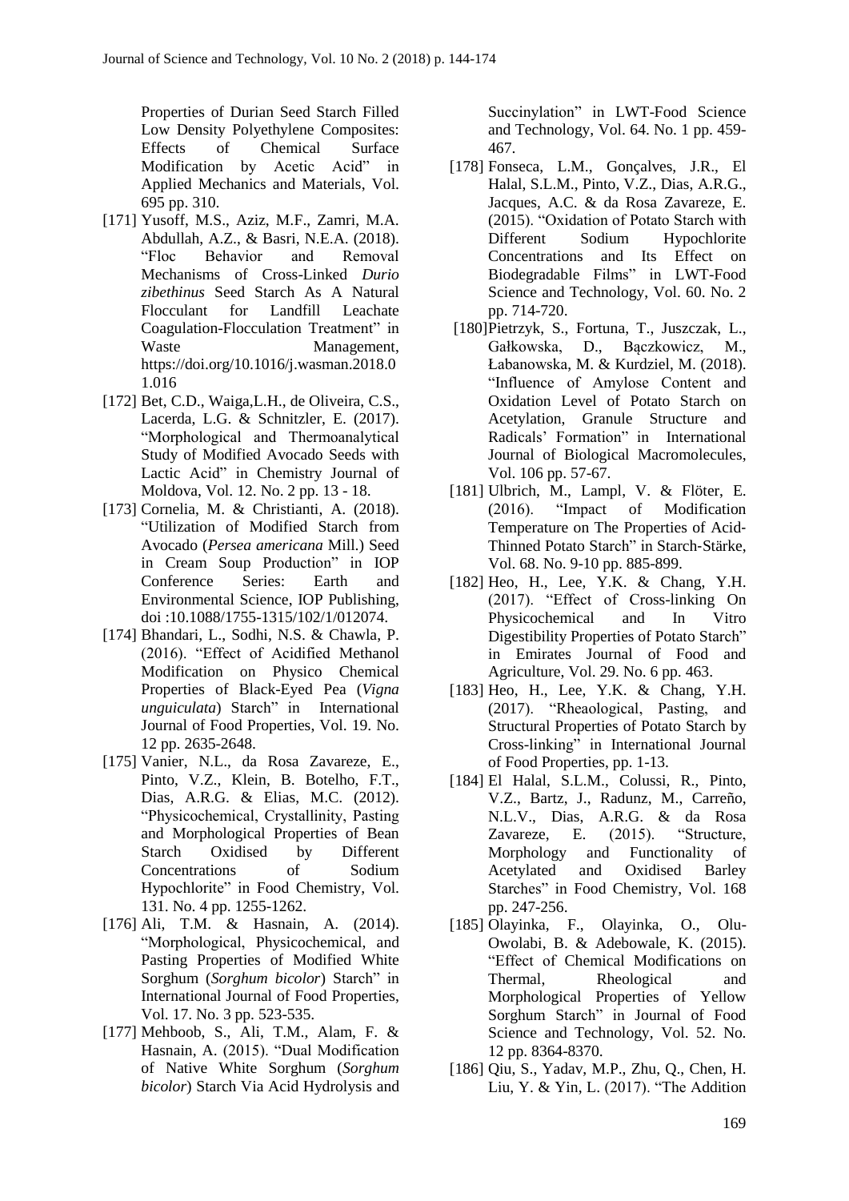Properties of Durian Seed Starch Filled Low Density Polyethylene Composites: Effects of Chemical Surface Modification by Acetic Acid" in Applied Mechanics and Materials, Vol. 695 pp. 310.

[171] Yusoff, M.S., Aziz, M.F., Zamri, M.A. Abdullah, A.Z., & Basri, N.E.A. (2018). "Floc Behavior and Removal Mechanisms of Cross-Linked *Durio zibethinus* Seed Starch As A Natural Flocculant for Landfill Leachate Coagulation-Flocculation Treatment" in Waste Management, https://doi.org/10.1016/j.wasman.2018.01.016

[172] Bet, C.D., Waiga,L.H., de Oliveira, C.S., Lacerda, L.G. & Schnitzler, E. (2017). "Morphological and Thermoanalytical Study of Modified Avocado Seeds with Lactic Acid" in Chemistry Journal of Moldova, Vol. 12. No. 2 pp. 13 - 18.

[173] Cornelia, M. & Christianti, A. (2018). "Utilization of Modified Starch from Avocado (*Persea americana* Mill.) Seed in Cream Soup Production" in IOP Conference Series: Earth and Environmental Science, IOP Publishing, doi :10.1088/1755-1315/102/1/012074.

[174] Bhandari, L., Sodhi, N.S. & Chawla, P. (2016). "Effect of Acidified Methanol Modification on Physico Chemical Properties of Black-Eyed Pea (*Vigna unguiculata*) Starch" in International Journal of Food Properties, Vol. 19. No. 12 pp. 2635-2648.

[175] Vanier, N.L., da Rosa Zavareze, E., Pinto, V.Z., Klein, B. Botelho, F.T., Dias, A.R.G. & Elias, M.C. (2012). "Physicochemical, Crystallinity, Pasting and Morphological Properties of Bean Starch Oxidised by Different Concentrations of Sodium Hypochlorite" in Food Chemistry, Vol. 131. No. 4 pp. 1255-1262.

[176] Ali, T.M. & Hasnain, A. (2014). "Morphological, Physicochemical, and Pasting Properties of Modified White Sorghum (*Sorghum bicolor*) Starch" in International Journal of Food Properties, Vol. 17. No. 3 pp. 523-535.

[177] Mehboob, S., Ali, T.M., Alam, F. & Hasnain, A. (2015). "Dual Modification of Native White Sorghum (*Sorghum bicolor*) Starch Via Acid Hydrolysis and Succinylation" in LWT-Food Science and Technology, Vol. 64. No. 1 pp. 459-467.

[178] Fonseca, L.M., Gonçalves, J.R., El Halal, S.L.M., Pinto, V.Z., Dias, A.R.G., Jacques, A.C. & da Rosa Zavareze, E. (2015). "Oxidation of Potato Starch with Different Sodium Hypochlorite Concentrations and Its Effect on Biodegradable Films" in LWT-Food Science and Technology, Vol. 60. No. 2 pp. 714-720.

[180] Pietrzyk, S., Fortuna, T., Juszczak, L., Gałkowska, D., Bączkowicz, M., Łabanowska, M. & Kurdziel, M. (2018). "Influence of Amylose Content and Oxidation Level of Potato Starch on Acetylation, Granule Structure and Radicals' Formation" in International Journal of Biological Macromolecules, Vol. 106 pp. 57-67.

[181] Ulbrich, M., Lampl, V. & Flöter, E. (2016). "Impact of Modification Temperature on The Properties of Acid-Thinned Potato Starch" in Starch-Stärke, Vol. 68. No. 9-10 pp. 885-899.

[182] Heo, H., Lee, Y.K. & Chang, Y.H. (2017). "Effect of Cross-linking On Physicochemical and In Vitro Digestibility Properties of Potato Starch" in Emirates Journal of Food and Agriculture, Vol. 29. No. 6 pp. 463.

[183] Heo, H., Lee, Y.K. & Chang, Y.H. (2017). "Rheaological, Pasting, and Structural Properties of Potato Starch by Cross-linking" in International Journal of Food Properties, pp. 1-13.

[184] El Halal, S.L.M., Colussi, R., Pinto, V.Z., Bartz, J., Radunz, M., Carreño, N.L.V., Dias, A.R.G. & da Rosa Zavareze, E. (2015). "Structure, Morphology and Functionality of Acetylated and Oxidised Barley Starches" in Food Chemistry, Vol. 168 pp. 247-256.

[185] Olayinka, F., Olayinka, O., Olu-Owolabi, B. & Adebowale, K. (2015). "Effect of Chemical Modifications on Thermal, Rheological and Morphological Properties of Yellow Sorghum Starch" in Journal of Food Science and Technology, Vol. 52. No. 12 pp. 8364-8370.

[186] Qiu, S., Yadav, M.P., Zhu, Q., Chen, H. Liu, Y. & Yin, L. (2017). "The Addition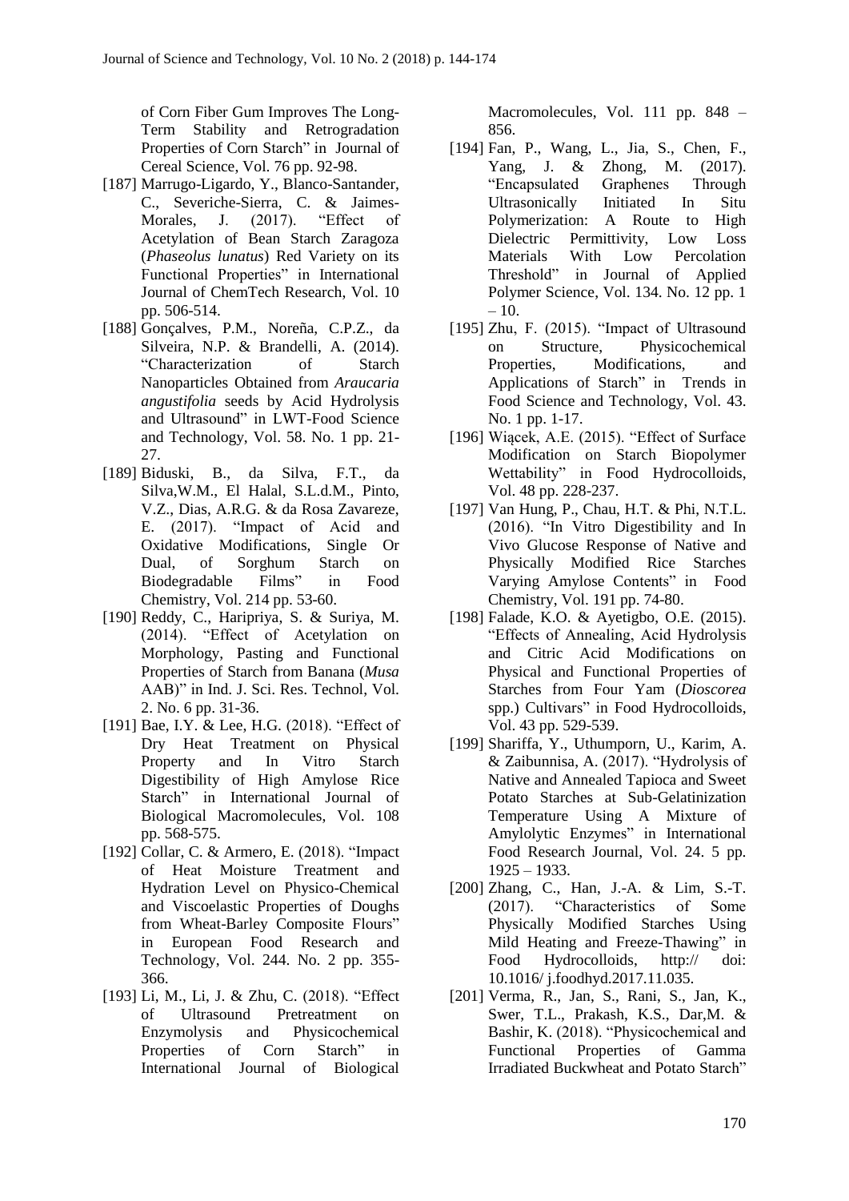of Corn Fiber Gum Improves The Long-Term Stability and Retrogradation Properties of Corn Starch" in Journal of Cereal Science, Vol. 76 pp. 92-98.

[187] Marrugo-Ligardo, Y., Blanco-Santander, C., Severiche-Sierra, C. & Jaimes-Morales, J. (2017). "Effect of Acetylation of Bean Starch Zaragoza (*Phaseolus lunatus*) Red Variety on its Functional Properties" in International Journal of ChemTech Research, Vol. 10 pp. 506-514.

[188] Gonçalves, P.M., Noreña, C.P.Z., da Silveira, N.P. & Brandelli, A. (2014). "Characterization of Starch Nanoparticles Obtained from *Araucaria angustifolia* seeds by Acid Hydrolysis and Ultrasound" in LWT-Food Science and Technology, Vol. 58. No. 1 pp. 21-27.

[189] Biduski, B., da Silva, F.T., da Silva,W.M., El Halal, S.L.d.M., Pinto, V.Z., Dias, A.R.G. & da Rosa Zavareze, E. (2017). "Impact of Acid and Oxidative Modifications, Single Or Dual, of Sorghum Starch on Biodegradable Films" in Food Chemistry, Vol. 214 pp. 53-60.

[190] Reddy, C., Haripriya, S. & Suriya, M. (2014). "Effect of Acetylation on Morphology, Pasting and Functional Properties of Starch from Banana (*Musa* AAB)" in Ind. J. Sci. Res. Technol, Vol. 2. No. 6 pp. 31-36.

[191] Bae, I.Y. & Lee, H.G. (2018). "Effect of Dry Heat Treatment on Physical Property and In Vitro Starch Digestibility of High Amylose Rice Starch" in International Journal of Biological Macromolecules, Vol. 108 pp. 568-575.

[192] Collar, C. & Armero, E. (2018). "Impact of Heat Moisture Treatment and Hydration Level on Physico-Chemical and Viscoelastic Properties of Doughs from Wheat-Barley Composite Flours" in European Food Research and Technology, Vol. 244. No. 2 pp. 355-366.

[193] Li, M., Li, J. & Zhu, C. (2018). "Effect of Ultrasound Pretreatment on Enzymolysis and Physicochemical Properties of Corn Starch" in International Journal of Biological Macromolecules, Vol. 111 pp. 848 – 856.

[194] Fan, P., Wang, L., Jia, S., Chen, F., Yang, J. & Zhong, M. (2017). "Encapsulated Graphenes Through Ultrasonically Initiated In Situ Polymerization: A Route to High Dielectric Permittivity, Low Loss Materials With Low Percolation Threshold" in Journal of Applied Polymer Science, Vol. 134. No. 12 pp. 1 – 10.

[195] Zhu, F. (2015). "Impact of Ultrasound on Structure, Physicochemical Properties, Modifications, and Applications of Starch" in Trends in Food Science and Technology, Vol. 43. No. 1 pp. 1-17.

[196] Wiącek, A.E. (2015). "Effect of Surface Modification on Starch Biopolymer Wettability" in Food Hydrocolloids, Vol. 48 pp. 228-237.

[197] Van Hung, P., Chau, H.T. & Phi, N.T.L. (2016). "In Vitro Digestibility and In Vivo Glucose Response of Native and Physically Modified Rice Starches Varying Amylose Contents" in Food Chemistry, Vol. 191 pp. 74-80.

[198] Falade, K.O. & Ayetigbo, O.E. (2015). "Effects of Annealing, Acid Hydrolysis and Citric Acid Modifications on Physical and Functional Properties of Starches from Four Yam (*Dioscorea* spp.) Cultivars" in Food Hydrocolloids, Vol. 43 pp. 529-539.

[199] Shariffa, Y., Uthumporn, U., Karim, A. & Zaibunnisa, A. (2017). "Hydrolysis of Native and Annealed Tapioca and Sweet Potato Starches at Sub-Gelatinization Temperature Using A Mixture of Amylolytic Enzymes" in International Food Research Journal, Vol. 24. 5 pp. 1925 – 1933.

[200] Zhang, C., Han, J.-A. & Lim, S.-T. (2017). "Characteristics of Some Physically Modified Starches Using Mild Heating and Freeze-Thawing" in Food Hydrocolloids, http:// doi: 10.1016/ j.foodhyd.2017.11.035.

[201] Verma, R., Jan, S., Rani, S., Jan, K., Swer, T.L., Prakash, K.S., Dar,M. & Bashir, K. (2018). "Physicochemical and Functional Properties of Gamma Irradiated Buckwheat and Potato Starch"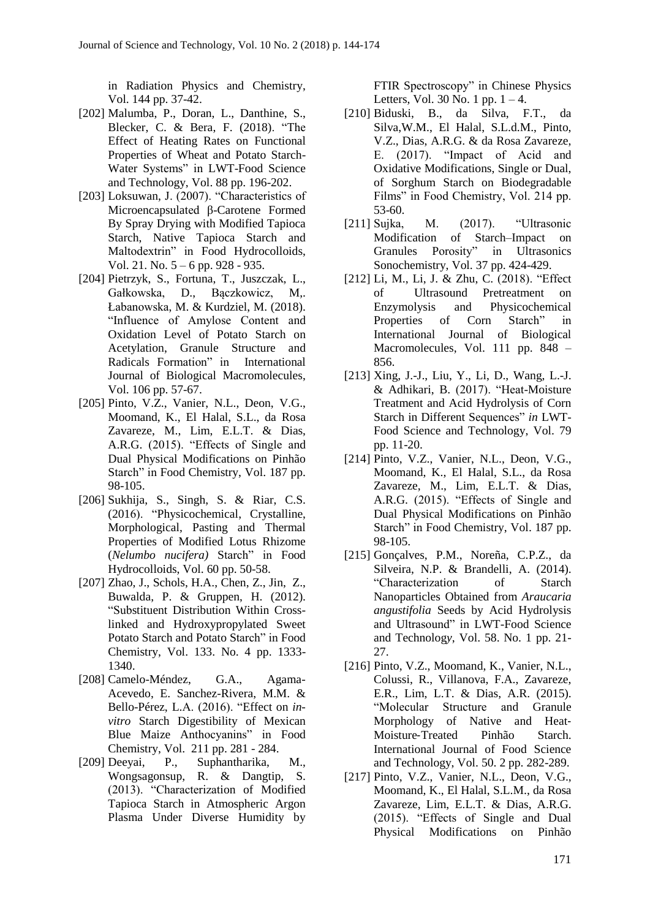in Radiation Physics and Chemistry, Vol. 144 pp. 37-42.

[202] Malumba, P., Doran, L., Danthine, S., Blecker, C. & Bera, F. (2018). "The Effect of Heating Rates on Functional Properties of Wheat and Potato Starch-Water Systems" in LWT-Food Science and Technology, Vol. 88 pp. 196-202.

[203] Loksuwan, J. (2007). "Characteristics of Microencapsulated β-Carotene Formed By Spray Drying with Modified Tapioca Starch, Native Tapioca Starch and Maltodextrin" in Food Hydrocolloids, Vol. 21. No. 5 – 6 pp. 928 - 935.

[204] Pietrzyk, S., Fortuna, T., Juszczak, L., Gałkowska, D., Bączkowicz, M,. Łabanowska, M. & Kurdziel, M. (2018). "Influence of Amylose Content and Oxidation Level of Potato Starch on Acetylation, Granule Structure and Radicals Formation" in International Journal of Biological Macromolecules, Vol. 106 pp. 57-67.

[205] Pinto, V.Z., Vanier, N.L., Deon, V.G., Moomand, K., El Halal, S.L., da Rosa Zavareze, M., Lim, E.L.T. & Dias, A.R.G. (2015). "Effects of Single and Dual Physical Modifications on Pinhão Starch" in Food Chemistry, Vol. 187 pp. 98-105.

[206] Sukhija, S., Singh, S. & Riar, C.S. (2016). "Physicochemical, Crystalline, Morphological, Pasting and Thermal Properties of Modified Lotus Rhizome (*Nelumbo nucifera)* Starch" in Food Hydrocolloids, Vol. 60 pp. 50-58.

[207] Zhao, J., Schols, H.A., Chen, Z., Jin, Z., Buwalda, P. & Gruppen, H. (2012). "Substituent Distribution Within Cross-linked and Hydroxypropylated Sweet Potato Starch and Potato Starch" in Food Chemistry, Vol. 133. No. 4 pp. 1333-1340.

[208] Camelo-Méndez, G.A., Agama-Acevedo, E. Sanchez-Rivera, M.M. & Bello-Pérez, L.A. (2016). "Effect on *in-vitro* Starch Digestibility of Mexican Blue Maize Anthocyanins" in Food Chemistry, Vol. 211 pp. 281 - 284.

[209] Deeyai, P., Suphantharika, M., Wongsagonsup, R. & Dangtip, S. (2013). "Characterization of Modified Tapioca Starch in Atmospheric Argon Plasma Under Diverse Humidity by FTIR Spectroscopy" in Chinese Physics Letters, Vol. 30 No. 1 pp. 1 – 4.

[210] Biduski, B., da Silva, F.T., da Silva,W.M., El Halal, S.L.d.M., Pinto, V.Z., Dias, A.R.G. & da Rosa Zavareze, E. (2017). "Impact of Acid and Oxidative Modifications, Single or Dual, of Sorghum Starch on Biodegradable Films" in Food Chemistry, Vol. 214 pp. 53-60.

[211] Sujka, M. (2017). "Ultrasonic Modification of Starch–Impact on Granules Porosity" in Ultrasonics Sonochemistry, Vol. 37 pp. 424-429.

[212] Li, M., Li, J. & Zhu, C. (2018). "Effect of Ultrasound Pretreatment on Enzymolysis and Physicochemical Properties of Corn Starch" in International Journal of Biological Macromolecules, Vol. 111 pp. 848 – 856.

[213] Xing, J.-J., Liu, Y., Li, D., Wang, L.-J. & Adhikari, B. (2017). "Heat-Moisture Treatment and Acid Hydrolysis of Corn Starch in Different Sequences" *in* LWT-Food Science and Technology, Vol. 79 pp. 11-20.

[214] Pinto, V.Z., Vanier, N.L., Deon, V.G., Moomand, K., El Halal, S.L., da Rosa Zavareze, M., Lim, E.L.T. & Dias, A.R.G. (2015). "Effects of Single and Dual Physical Modifications on Pinhão Starch" in Food Chemistry, Vol. 187 pp. 98-105.

[215] Gonçalves, P.M., Noreña, C.P.Z., da Silveira, N.P. & Brandelli, A. (2014). "Characterization of Starch Nanoparticles Obtained from *Araucaria angustifolia* Seeds by Acid Hydrolysis and Ultrasound" in LWT-Food Science and Technolog*y*, Vol. 58. No. 1 pp. 21-27.

[216] Pinto, V.Z., Moomand, K., Vanier, N.L., Colussi, R., Villanova, F.A., Zavareze, E.R., Lim, L.T. & Dias, A.R. (2015). "Molecular Structure and Granule Morphology of Native and Heat-Moisture-Treated Pinhão Starch. International Journal of Food Science and Technology, Vol. 50. 2 pp. 282-289.

[217] Pinto, V.Z., Vanier, N.L., Deon, V.G., Moomand, K., El Halal, S.L.M., da Rosa Zavareze, Lim, E.L.T. & Dias, A.R.G. (2015). "Effects of Single and Dual Physical Modifications on Pinhão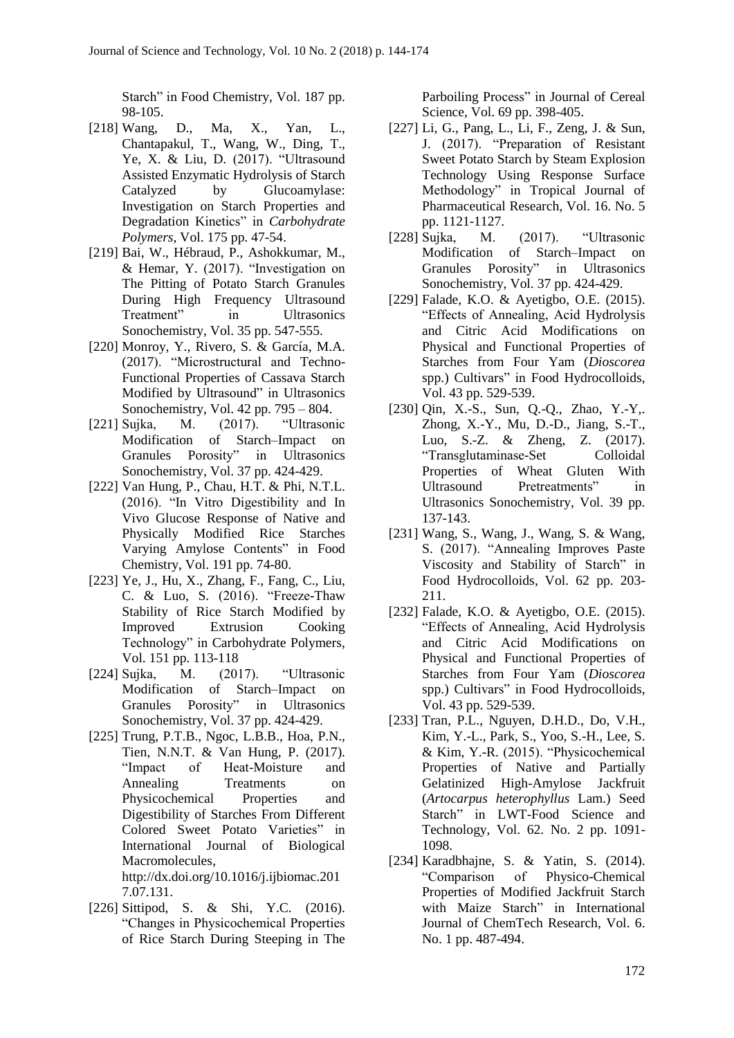Starch" in Food Chemistry, Vol. 187 pp. 98-105.

[218] Wang, D., Ma, X., Yan, L., Chantapakul, T., Wang, W., Ding, T., Ye, X. & Liu, D. (2017). "Ultrasound Assisted Enzymatic Hydrolysis of Starch Catalyzed by Glucoamylase: Investigation on Starch Properties and Degradation Kinetics" in *Carbohydrate Polymers*, Vol. 175 pp. 47-54.

[219] Bai, W., Hébraud, P., Ashokkumar, M., & Hemar, Y. (2017). "Investigation on The Pitting of Potato Starch Granules During High Frequency Ultrasound Treatment" in Ultrasonics Sonochemistry, Vol. 35 pp. 547-555.

[220] Monroy, Y., Rivero, S. & García, M.A. (2017). "Microstructural and Techno-Functional Properties of Cassava Starch Modified by Ultrasound" in Ultrasonics Sonochemistry, Vol. 42 pp. 795 – 804.

[221] Sujka, M. (2017). "Ultrasonic Modification of Starch–Impact on Granules Porosity" in Ultrasonics Sonochemistry, Vol. 37 pp. 424-429.

[222] Van Hung, P., Chau, H.T. & Phi, N.T.L. (2016). "In Vitro Digestibility and In Vivo Glucose Response of Native and Physically Modified Rice Starches Varying Amylose Contents" in Food Chemistry, Vol. 191 pp. 74-80.

[223] Ye, J., Hu, X., Zhang, F., Fang, C., Liu, C. & Luo, S. (2016). "Freeze-Thaw Stability of Rice Starch Modified by Improved Extrusion Cooking Technology" in Carbohydrate Polymers, Vol. 151 pp. 113-118

[224] Sujka, M. (2017). "Ultrasonic Modification of Starch–Impact on Granules Porosity" in Ultrasonics Sonochemistry, Vol. 37 pp. 424-429.

[225] Trung, P.T.B., Ngoc, L.B.B., Hoa, P.N., Tien, N.N.T. & Van Hung, P. (2017). "Impact of Heat-Moisture and Annealing Treatments on Physicochemical Properties and Digestibility of Starches From Different Colored Sweet Potato Varieties" in International Journal of Biological Macromolecules, http://dx.doi.org/10.1016/j.ijbiomac.2017.07.131.

[226] Sittipod, S. & Shi, Y.C. (2016). "Changes in Physicochemical Properties of Rice Starch During Steeping in The Parboiling Process" in Journal of Cereal Science, Vol. 69 pp. 398-405.

[227] Li, G., Pang, L., Li, F., Zeng, J. & Sun, J. (2017). "Preparation of Resistant Sweet Potato Starch by Steam Explosion Technology Using Response Surface Methodology" in Tropical Journal of Pharmaceutical Research, Vol. 16. No. 5 pp. 1121-1127.

[228] Sujka, M. (2017). "Ultrasonic Modification of Starch–Impact on Granules Porosity" in Ultrasonics Sonochemistry, Vol. 37 pp. 424-429.

[229] Falade, K.O. & Ayetigbo, O.E. (2015). "Effects of Annealing, Acid Hydrolysis and Citric Acid Modifications on Physical and Functional Properties of Starches from Four Yam (*Dioscorea* spp.) Cultivars" in Food Hydrocolloids, Vol. 43 pp. 529-539.

[230] Qin, X.-S., Sun, Q.-Q., Zhao, Y.-Y,. Zhong, X.-Y., Mu, D.-D., Jiang, S.-T., Luo, S.-Z. & Zheng, Z. (2017). "Transglutaminase-Set Colloidal Properties of Wheat Gluten With Ultrasound Pretreatments" in Ultrasonics Sonochemistry, Vol. 39 pp. 137-143.

[231] Wang, S., Wang, J., Wang, S. & Wang, S. (2017). "Annealing Improves Paste Viscosity and Stability of Starch" in Food Hydrocolloids, Vol. 62 pp. 203-211.

[232] Falade, K.O. & Ayetigbo, O.E. (2015). "Effects of Annealing, Acid Hydrolysis and Citric Acid Modifications on Physical and Functional Properties of Starches from Four Yam (*Dioscorea* spp.) Cultivars" in Food Hydrocolloids, Vol. 43 pp. 529-539.

[233] Tran, P.L., Nguyen, D.H.D., Do, V.H., Kim, Y.-L., Park, S., Yoo, S.-H., Lee, S. & Kim, Y.-R. (2015). "Physicochemical Properties of Native and Partially Gelatinized High-Amylose Jackfruit (*Artocarpus heterophyllus* Lam.) Seed Starch" in LWT-Food Science and Technology, Vol. 62. No. 2 pp. 1091-1098.

[234] Karadbhajne, S. & Yatin, S. (2014). "Comparison of Physico-Chemical Properties of Modified Jackfruit Starch with Maize Starch" in International Journal of ChemTech Research, Vol. 6. No. 1 pp. 487-494.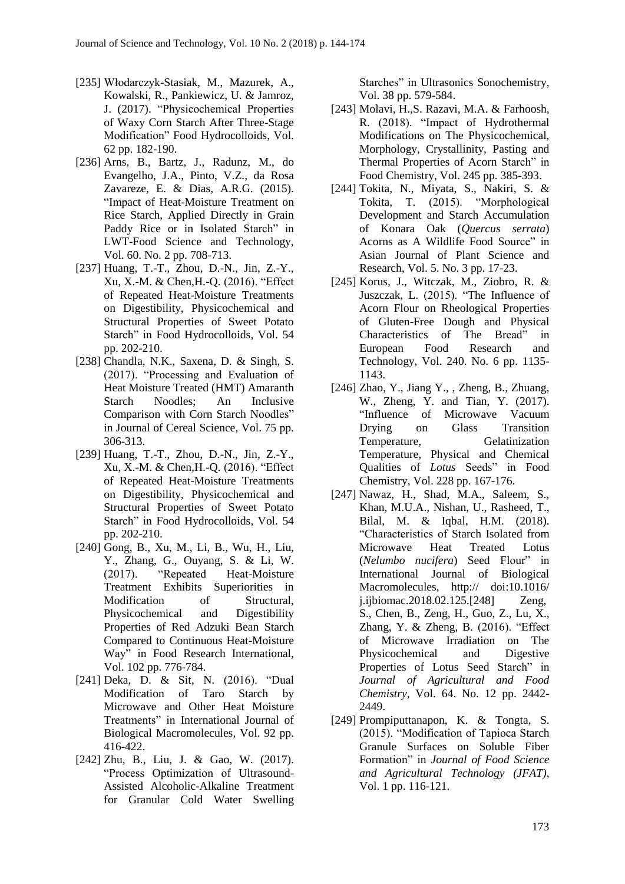[235] Włodarczyk-Stasiak, M., Mazurek, A., Kowalski, R., Pankiewicz, U. & Jamroz, J. (2017). "Physicochemical Properties of Waxy Corn Starch After Three-Stage Modification" Food Hydrocolloids, Vol. 62 pp. 182-190.

[236] Arns, B., Bartz, J., Radunz, M., do Evangelho, J.A., Pinto, V.Z., da Rosa Zavareze, E. & Dias, A.R.G. (2015). "Impact of Heat-Moisture Treatment on Rice Starch, Applied Directly in Grain Paddy Rice or in Isolated Starch" in LWT-Food Science and Technology, Vol. 60. No. 2 pp. 708-713.

[237] Huang, T.-T., Zhou, D.-N., Jin, Z.-Y., Xu, X.-M. & Chen,H.-Q. (2016). "Effect of Repeated Heat-Moisture Treatments on Digestibility, Physicochemical and Structural Properties of Sweet Potato Starch" in Food Hydrocolloids, Vol. 54 pp. 202-210.

[238] Chandla, N.K., Saxena, D. & Singh, S. (2017). "Processing and Evaluation of Heat Moisture Treated (HMT) Amaranth Starch Noodles; An Inclusive Comparison with Corn Starch Noodles" in Journal of Cereal Science, Vol. 75 pp. 306-313.

[239] Huang, T.-T., Zhou, D.-N., Jin, Z.-Y., Xu, X.-M. & Chen,H.-Q. (2016). "Effect of Repeated Heat-Moisture Treatments on Digestibility, Physicochemical and Structural Properties of Sweet Potato Starch" in Food Hydrocolloids, Vol. 54 pp. 202-210.

[240] Gong, B., Xu, M., Li, B., Wu, H., Liu, Y., Zhang, G., Ouyang, S. & Li, W. (2017). "Repeated Heat-Moisture Treatment Exhibits Superiorities in Modification of Structural, Physicochemical and Digestibility Properties of Red Adzuki Bean Starch Compared to Continuous Heat-Moisture Way" in Food Research International, Vol. 102 pp. 776-784.

[241] Deka, D. & Sit, N. (2016). "Dual Modification of Taro Starch by Microwave and Other Heat Moisture Treatments" in International Journal of Biological Macromolecules, Vol. 92 pp. 416-422.

[242] Zhu, B., Liu, J. & Gao, W. (2017). "Process Optimization of Ultrasound-Assisted Alcoholic-Alkaline Treatment for Granular Cold Water Swelling Starches" in Ultrasonics Sonochemistry, Vol. 38 pp. 579-584.

[243] Molavi, H.,S. Razavi, M.A. & Farhoosh, R. (2018). "Impact of Hydrothermal Modifications on The Physicochemical, Morphology, Crystallinity, Pasting and Thermal Properties of Acorn Starch" in Food Chemistry, Vol. 245 pp. 385-393.

[244] Tokita, N., Miyata, S., Nakiri, S. & Tokita, T. (2015). "Morphological Development and Starch Accumulation of Konara Oak (*Quercus serrata*) Acorns as A Wildlife Food Source" in Asian Journal of Plant Science and Research, Vol. 5. No. 3 pp. 17-23.

[245] Korus, J., Witczak, M., Ziobro, R. & Juszczak, L. (2015). "The Influence of Acorn Flour on Rheological Properties of Gluten-Free Dough and Physical Characteristics of The Bread" in European Food Research and Technology, Vol. 240. No. 6 pp. 1135-1143.

[246] Zhao, Y., Jiang Y., , Zheng, B., Zhuang, W., Zheng, Y. and Tian, Y. (2017). "Influence of Microwave Vacuum Drying on Glass Transition Temperature, Gelatinization Temperature, Physical and Chemical Qualities of *Lotus* Seeds" in Food Chemistry, Vol. 228 pp. 167-176.

[247] Nawaz, H., Shad, M.A., Saleem, S., Khan, M.U.A., Nishan, U., Rasheed, T., Bilal, M. & Iqbal, H.M. (2018). "Characteristics of Starch Isolated from Microwave Heat Treated Lotus (*Nelumbo nucifera*) Seed Flour" in International Journal of Biological Macromolecules, http:// doi:10.1016/ j.ijbiomac.2018.02.125.[248] Zeng, S., Chen, B., Zeng, H., Guo, Z., Lu, X., Zhang, Y. & Zheng, B. (2016). "Effect of Microwave Irradiation on The Physicochemical and Digestive Properties of Lotus Seed Starch" in *Journal of Agricultural and Food Chemistry*, Vol. 64. No. 12 pp. 2442-2449.

[249] Prompiputtanapon, K. & Tongta, S. (2015). "Modification of Tapioca Starch Granule Surfaces on Soluble Fiber Formation" in *Journal of Food Science and Agricultural Technology (JFAT)*, Vol. 1 pp. 116-121.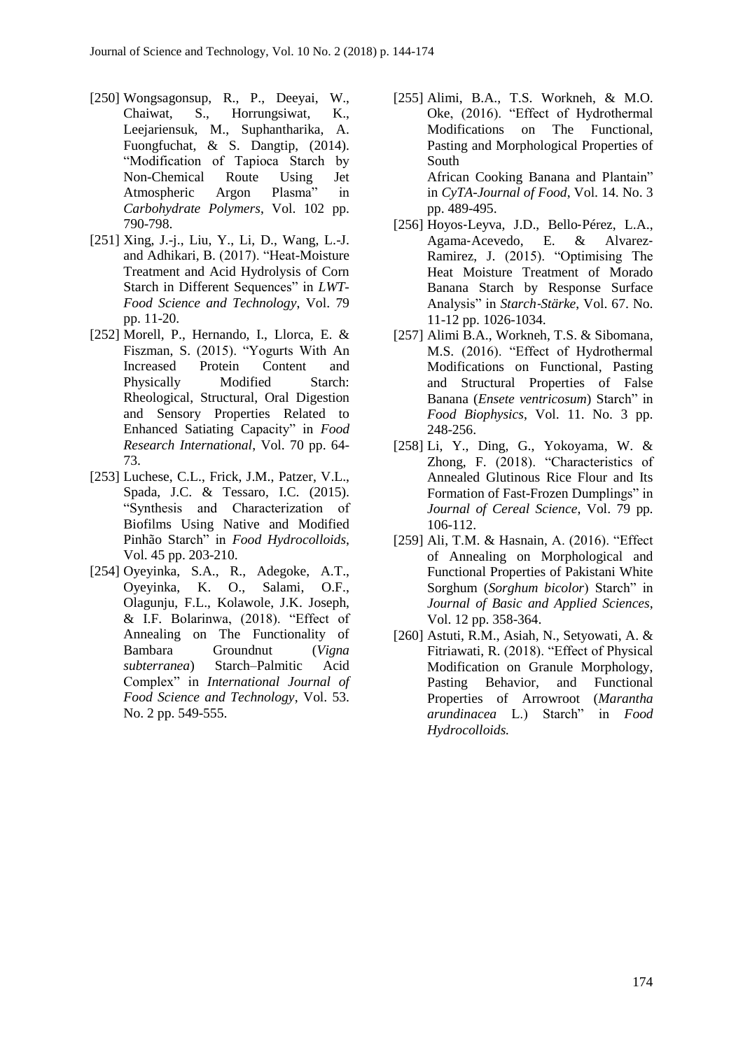[250] Wongsagonsup, R., P., Deeyai, W., Chaiwat, S., Horrungsiwat, K., Leejariensuk, M., Suphantharika, A. Fuongfuchat, & S. Dangtip, (2014). "Modification of Tapioca Starch by Non-Chemical Route Using Jet Atmospheric Argon Plasma" in *Carbohydrate Polymers*, Vol. 102 pp. 790-798.

[251] Xing, J.-j., Liu, Y., Li, D., Wang, L.-J. and Adhikari, B. (2017). "Heat-Moisture Treatment and Acid Hydrolysis of Corn Starch in Different Sequences" in *LWT-Food Science and Technology*, Vol. 79 pp. 11-20.

[252] Morell, P., Hernando, I., Llorca, E. & Fiszman, S. (2015). "Yogurts With An Increased Protein Content and Physically Modified Starch: Rheological, Structural, Oral Digestion and Sensory Properties Related to Enhanced Satiating Capacity" in *Food Research International*, Vol. 70 pp. 64-73.

[253] Luchese, C.L., Frick, J.M., Patzer, V.L., Spada, J.C. & Tessaro, I.C. (2015). "Synthesis and Characterization of Biofilms Using Native and Modified Pinhão Starch" in *Food Hydrocolloids*, Vol. 45 pp. 203-210.

[254] Oyeyinka, S.A., R., Adegoke, A.T., Oyeyinka, K. O., Salami, O.F., Olagunju, F.L., Kolawole, J.K. Joseph, & I.F. Bolarinwa, (2018). "Effect of Annealing on The Functionality of Bambara Groundnut (*Vigna subterranea*) Starch–Palmitic Acid Complex" in *International Journal of Food Science and Technology*, Vol. 53. No. 2 pp. 549-555.

[255] Alimi, B.A., T.S. Workneh, & M.O. Oke, (2016). "Effect of Hydrothermal Modifications on The Functional, Pasting and Morphological Properties of South African Cooking Banana and Plantain" in *CyTA-Journal of Food*, Vol. 14. No. 3 pp. 489-495.

[256] Hoyos‐Leyva, J.D., Bello‐Pérez, L.A., Agama‐Acevedo, E. & Alvarez‐Ramirez, J. (2015). "Optimising The Heat Moisture Treatment of Morado Banana Starch by Response Surface Analysis" in *Starch‐Stärke*, Vol. 67. No. 11-12 pp. 1026-1034.

[257] Alimi B.A., Workneh, T.S. & Sibomana, M.S. (2016). "Effect of Hydrothermal Modifications on Functional, Pasting and Structural Properties of False Banana (*Ensete ventricosum*) Starch" in *Food Biophysics*, Vol. 11. No. 3 pp. 248-256.

[258] Li, Y., Ding, G., Yokoyama, W. & Zhong, F. (2018). "Characteristics of Annealed Glutinous Rice Flour and Its Formation of Fast-Frozen Dumplings" in *Journal of Cereal Science*, Vol. 79 pp. 106-112.

[259] Ali, T.M. & Hasnain, A. (2016). "Effect of Annealing on Morphological and Functional Properties of Pakistani White Sorghum (*Sorghum bicolor*) Starch" in *Journal of Basic and Applied Sciences*, Vol. 12 pp. 358-364.

[260] Astuti, R.M., Asiah, N., Setyowati, A. & Fitriawati, R. (2018). "Effect of Physical Modification on Granule Morphology, Pasting Behavior, and Functional Properties of Arrowroot (*Marantha arundinacea* L.) Starch" in *Food Hydrocolloids.*